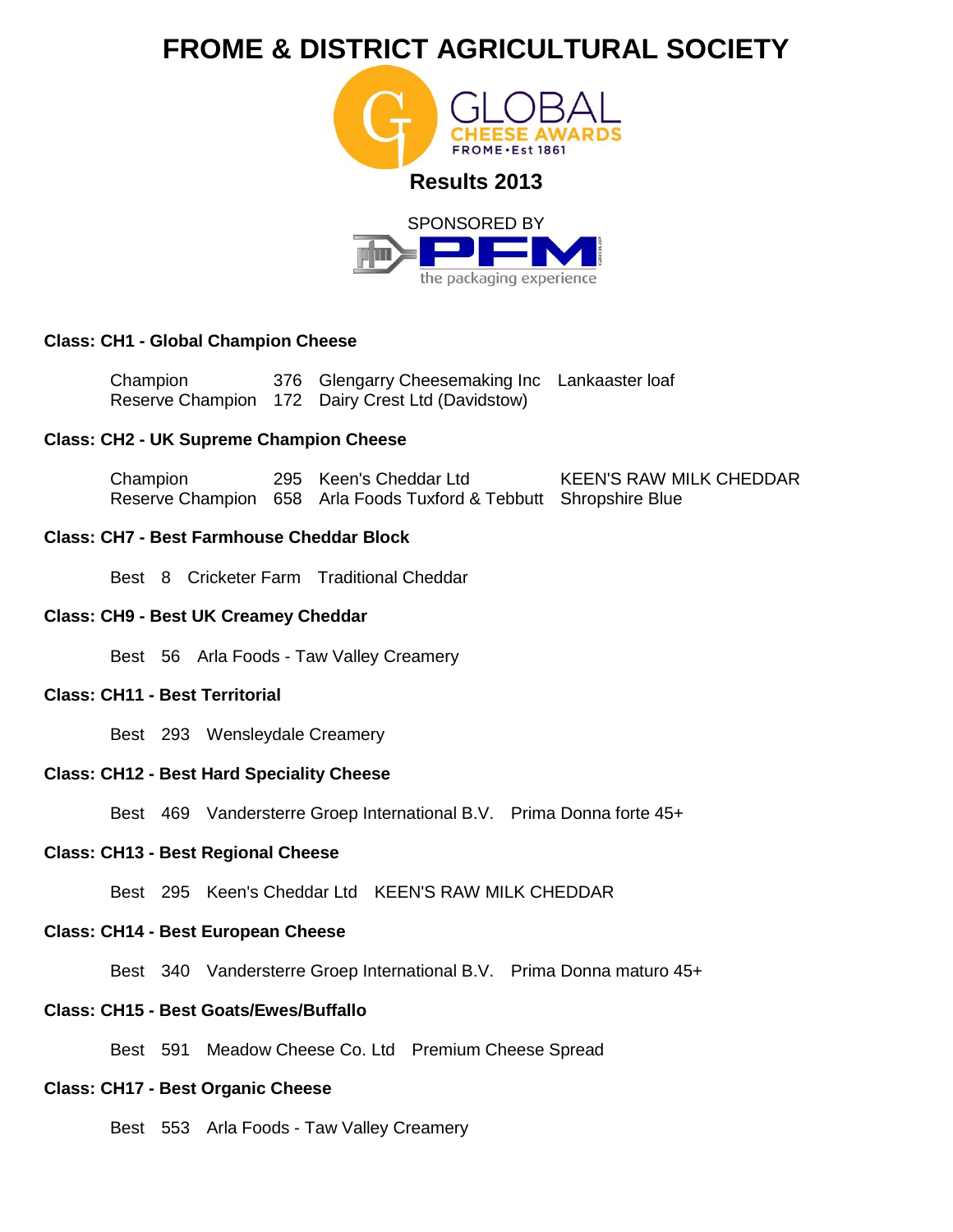# FROME & DISTRICT AGRICULTURAL SOCIETY

GLOBAL CHEESE AWARDS
FROME • Est 1861

## Results 2013

SPONSORED BY

PFM the packaging experience

### Class: CH1 - Global Champion Cheese

| | | | |
|---|---|---|---|
| Champion | 376 | Glengarry Cheesemaking Inc | Lankaaster loaf |
| Reserve Champion | 172 | Dairy Crest Ltd (Davidstow) | |

### Class: CH2 - UK Supreme Champion Cheese

| | | | |
|---|---|---|---|
| Champion | 295 | Keen's Cheddar Ltd | KEEN'S RAW MILK CHEDDAR |
| Reserve Champion | 658 | Arla Foods Tuxford & Tebbutt | Shropshire Blue |

### Class: CH7 - Best Farmhouse Cheddar Block

Best 8 Cricketer Farm Traditional Cheddar

### Class: CH9 - Best UK Creamey Cheddar

Best 56 Arla Foods - Taw Valley Creamery

### Class: CH11 - Best Territorial

Best 293 Wensleydale Creamery

### Class: CH12 - Best Hard Speciality Cheese

Best 469 Vandersterre Groep International B.V. Prima Donna forte 45+

### Class: CH13 - Best Regional Cheese

Best 295 Keen's Cheddar Ltd KEEN'S RAW MILK CHEDDAR

### Class: CH14 - Best European Cheese

Best 340 Vandersterre Groep International B.V. Prima Donna maturo 45+

### Class: CH15 - Best Goats/Ewes/Buffallo

Best 591 Meadow Cheese Co. Ltd Premium Cheese Spread

### Class: CH17 - Best Organic Cheese

Best 553 Arla Foods - Taw Valley Creamery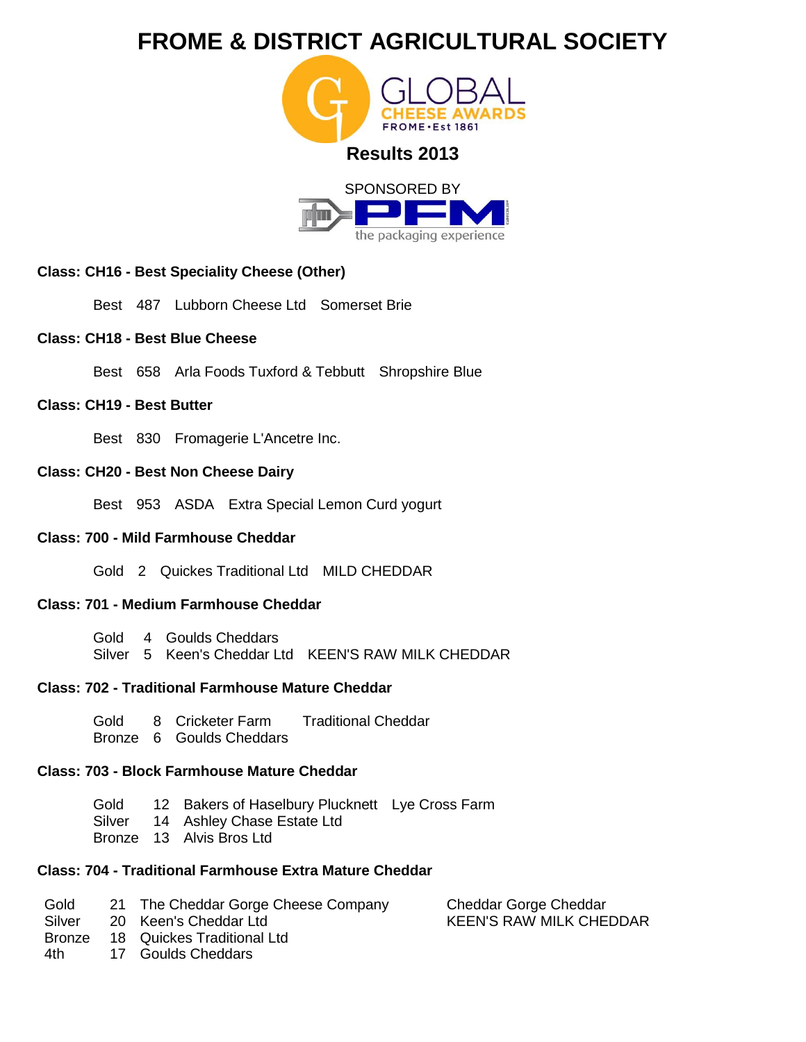# FROME & DISTRICT AGRICULTURAL SOCIETY

GLOBAL CHEESE AWARDS
FROME • Est 1861

## Results 2013

SPONSORED BY
PFM the packaging experience

### Class: CH16 - Best Speciality Cheese (Other)

| | | | |
|---|---|---|---|
| Best | 487 | Lubborn Cheese Ltd | Somerset Brie |

### Class: CH18 - Best Blue Cheese

| | | | |
|---|---|---|---|
| Best | 658 | Arla Foods Tuxford & Tebbutt | Shropshire Blue |

### Class: CH19 - Best Butter

| | | | |
|---|---|---|---|
| Best | 830 | Fromagerie L'Ancetre Inc. | |

### Class: CH20 - Best Non Cheese Dairy

| | | | |
|---|---|---|---|
| Best | 953 | ASDA | Extra Special Lemon Curd yogurt |

### Class: 700 - Mild Farmhouse Cheddar

| | | | |
|---|---|---|---|
| Gold | 2 | Quickes Traditional Ltd | MILD CHEDDAR |

### Class: 701 - Medium Farmhouse Cheddar

| | | | |
|---|---|---|---|
| Gold | 4 | Goulds Cheddars | |
| Silver | 5 | Keen's Cheddar Ltd | KEEN'S RAW MILK CHEDDAR |

### Class: 702 - Traditional Farmhouse Mature Cheddar

| | | | |
|---|---|---|---|
| Gold | 8 | Cricketer Farm | Traditional Cheddar |
| Bronze | 6 | Goulds Cheddars | |

### Class: 703 - Block Farmhouse Mature Cheddar

| | | | |
|---|---|---|---|
| Gold | 12 | Bakers of Haselbury Plucknett | Lye Cross Farm |
| Silver | 14 | Ashley Chase Estate Ltd | |
| Bronze | 13 | Alvis Bros Ltd | |

### Class: 704 - Traditional Farmhouse Extra Mature Cheddar

| | | | |
|---|---|---|---|
| Gold | 21 | The Cheddar Gorge Cheese Company | Cheddar Gorge Cheddar |
| Silver | 20 | Keen's Cheddar Ltd | KEEN'S RAW MILK CHEDDAR |
| Bronze | 18 | Quickes Traditional Ltd | |
| 4th | 17 | Goulds Cheddars | |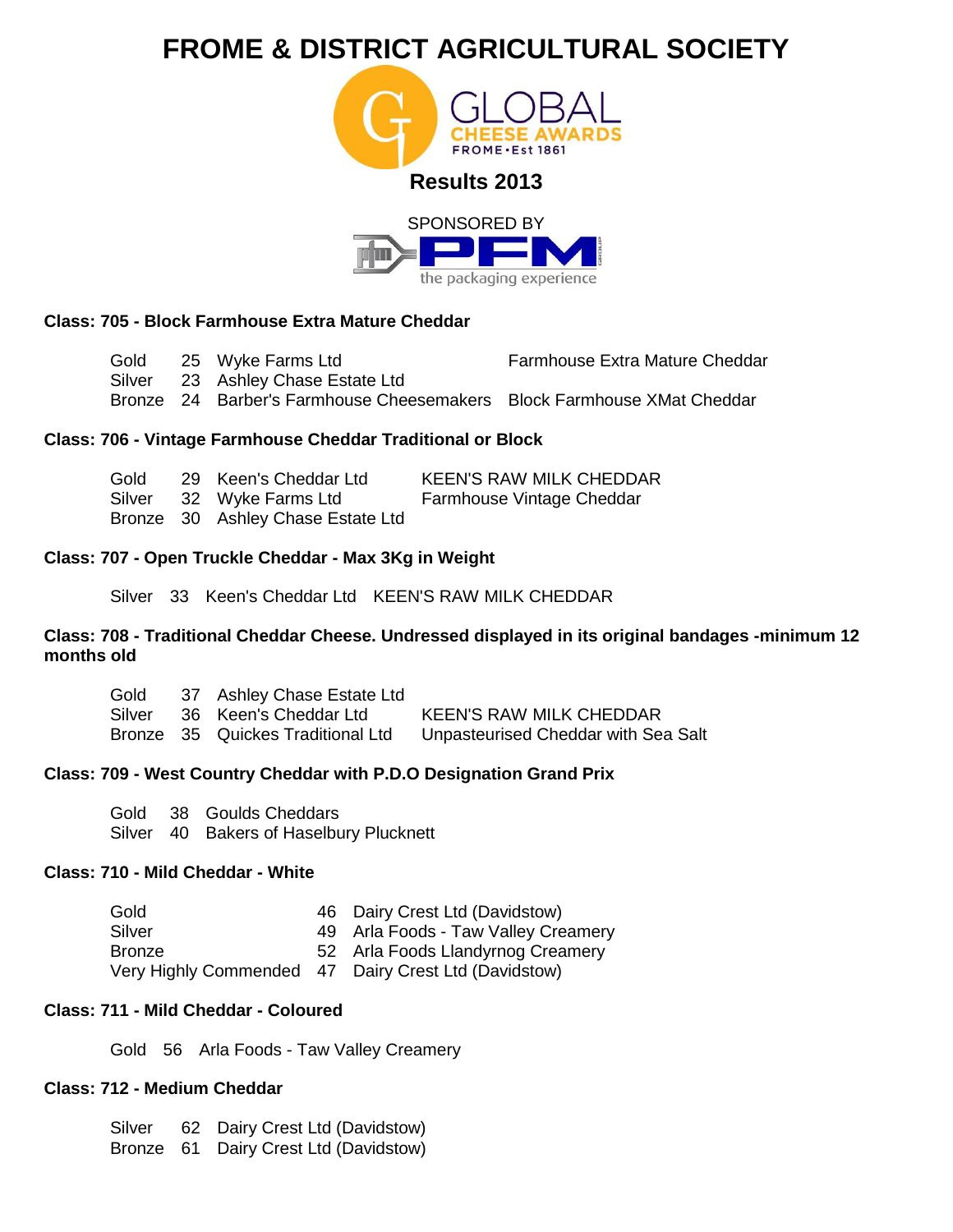# FROME & DISTRICT AGRICULTURAL SOCIETY

GLOBAL CHEESE AWARDS
FROME • Est 1861

## Results 2013

SPONSORED BY
PFM the packaging experience

### Class: 705 - Block Farmhouse Extra Mature Cheddar

| | | | |
|---|---|---|---|
| Gold | 25 | Wyke Farms Ltd | Farmhouse Extra Mature Cheddar |
| Silver | 23 | Ashley Chase Estate Ltd | |
| Bronze | 24 | Barber's Farmhouse Cheesemakers | Block Farmhouse XMat Cheddar |

### Class: 706 - Vintage Farmhouse Cheddar Traditional or Block

| | | | |
|---|---|---|---|
| Gold | 29 | Keen's Cheddar Ltd | KEEN'S RAW MILK CHEDDAR |
| Silver | 32 | Wyke Farms Ltd | Farmhouse Vintage Cheddar |
| Bronze | 30 | Ashley Chase Estate Ltd | |

### Class: 707 - Open Truckle Cheddar - Max 3Kg in Weight

| | | | |
|---|---|---|---|
| Silver | 33 | Keen's Cheddar Ltd | KEEN'S RAW MILK CHEDDAR |

### Class: 708 - Traditional Cheddar Cheese. Undressed displayed in its original bandages -minimum 12 months old

| | | | |
|---|---|---|---|
| Gold | 37 | Ashley Chase Estate Ltd | |
| Silver | 36 | Keen's Cheddar Ltd | KEEN'S RAW MILK CHEDDAR |
| Bronze | 35 | Quickes Traditional Ltd | Unpasteurised Cheddar with Sea Salt |

### Class: 709 - West Country Cheddar with P.D.O Designation Grand Prix

| | | |
|---|---|---|
| Gold | 38 | Goulds Cheddars |
| Silver | 40 | Bakers of Haselbury Plucknett |

### Class: 710 - Mild Cheddar - White

| | | |
|---|---|---|
| Gold | 46 | Dairy Crest Ltd (Davidstow) |
| Silver | 49 | Arla Foods - Taw Valley Creamery |
| Bronze | 52 | Arla Foods Llandyrnog Creamery |
| Very Highly Commended | 47 | Dairy Crest Ltd (Davidstow) |

### Class: 711 - Mild Cheddar - Coloured

| | | |
|---|---|---|
| Gold | 56 | Arla Foods - Taw Valley Creamery |

### Class: 712 - Medium Cheddar

| | | |
|---|---|---|
| Silver | 62 | Dairy Crest Ltd (Davidstow) |
| Bronze | 61 | Dairy Crest Ltd (Davidstow) |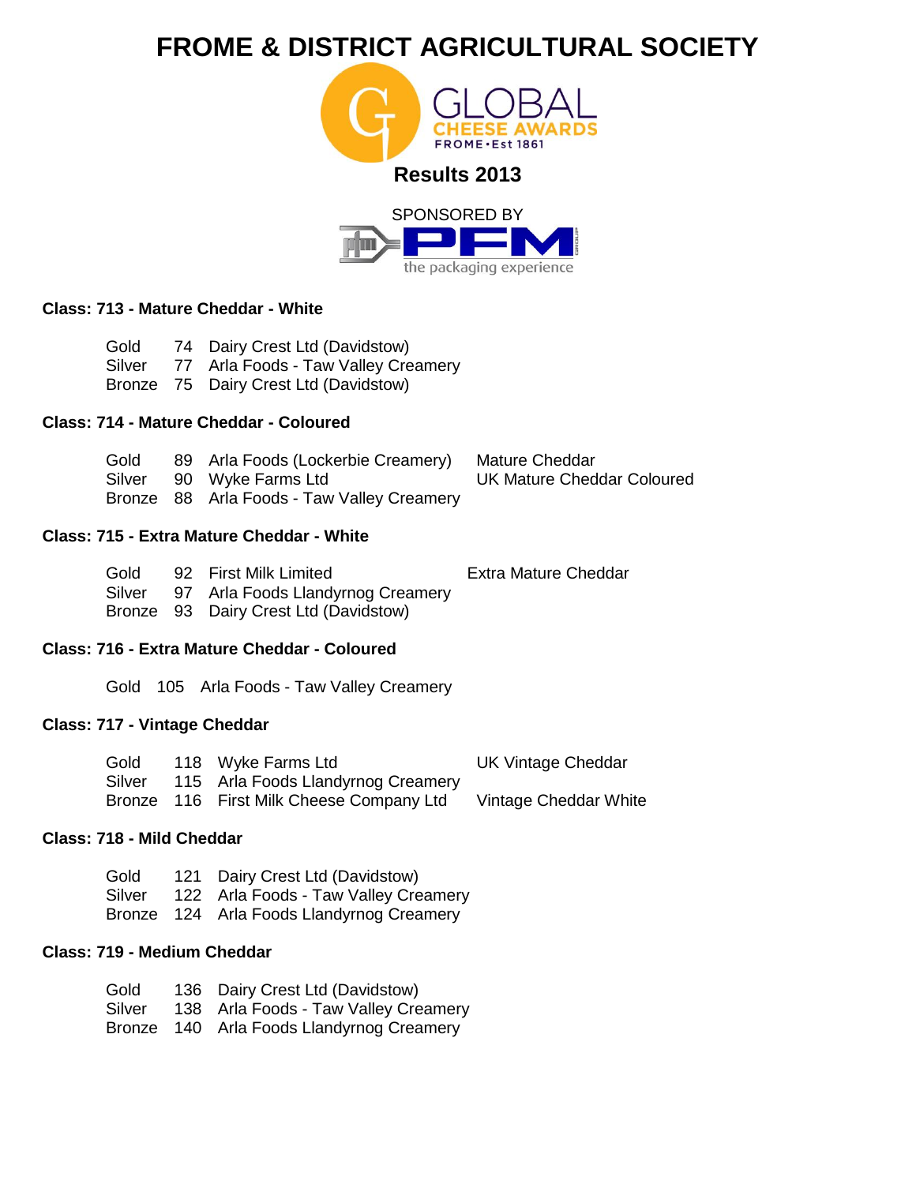# FROME & DISTRICT AGRICULTURAL SOCIETY

GLOBAL CHEESE AWARDS
FROME • Est 1861

## Results 2013

SPONSORED BY
PFM
the packaging experience

### Class: 713 - Mature Cheddar - White

| | | | |
|---|---|---|---|
| Gold | 74 | Dairy Crest Ltd (Davidstow) | |
| Silver | 77 | Arla Foods - Taw Valley Creamery | |
| Bronze | 75 | Dairy Crest Ltd (Davidstow) | |

### Class: 714 - Mature Cheddar - Coloured

| | | | |
|---|---|---|---|
| Gold | 89 | Arla Foods (Lockerbie Creamery) | Mature Cheddar |
| Silver | 90 | Wyke Farms Ltd | UK Mature Cheddar Coloured |
| Bronze | 88 | Arla Foods - Taw Valley Creamery | |

### Class: 715 - Extra Mature Cheddar - White

| | | | |
|---|---|---|---|
| Gold | 92 | First Milk Limited | Extra Mature Cheddar |
| Silver | 97 | Arla Foods Llandyrnog Creamery | |
| Bronze | 93 | Dairy Crest Ltd (Davidstow) | |

### Class: 716 - Extra Mature Cheddar - Coloured

| | | | |
|---|---|---|---|
| Gold | 105 | Arla Foods - Taw Valley Creamery | |

### Class: 717 - Vintage Cheddar

| | | | |
|---|---|---|---|
| Gold | 118 | Wyke Farms Ltd | UK Vintage Cheddar |
| Silver | 115 | Arla Foods Llandyrnog Creamery | |
| Bronze | 116 | First Milk Cheese Company Ltd | Vintage Cheddar White |

### Class: 718 - Mild Cheddar

| | | | |
|---|---|---|---|
| Gold | 121 | Dairy Crest Ltd (Davidstow) | |
| Silver | 122 | Arla Foods - Taw Valley Creamery | |
| Bronze | 124 | Arla Foods Llandyrnog Creamery | |

### Class: 719 - Medium Cheddar

| | | | |
|---|---|---|---|
| Gold | 136 | Dairy Crest Ltd (Davidstow) | |
| Silver | 138 | Arla Foods - Taw Valley Creamery | |
| Bronze | 140 | Arla Foods Llandyrnog Creamery | |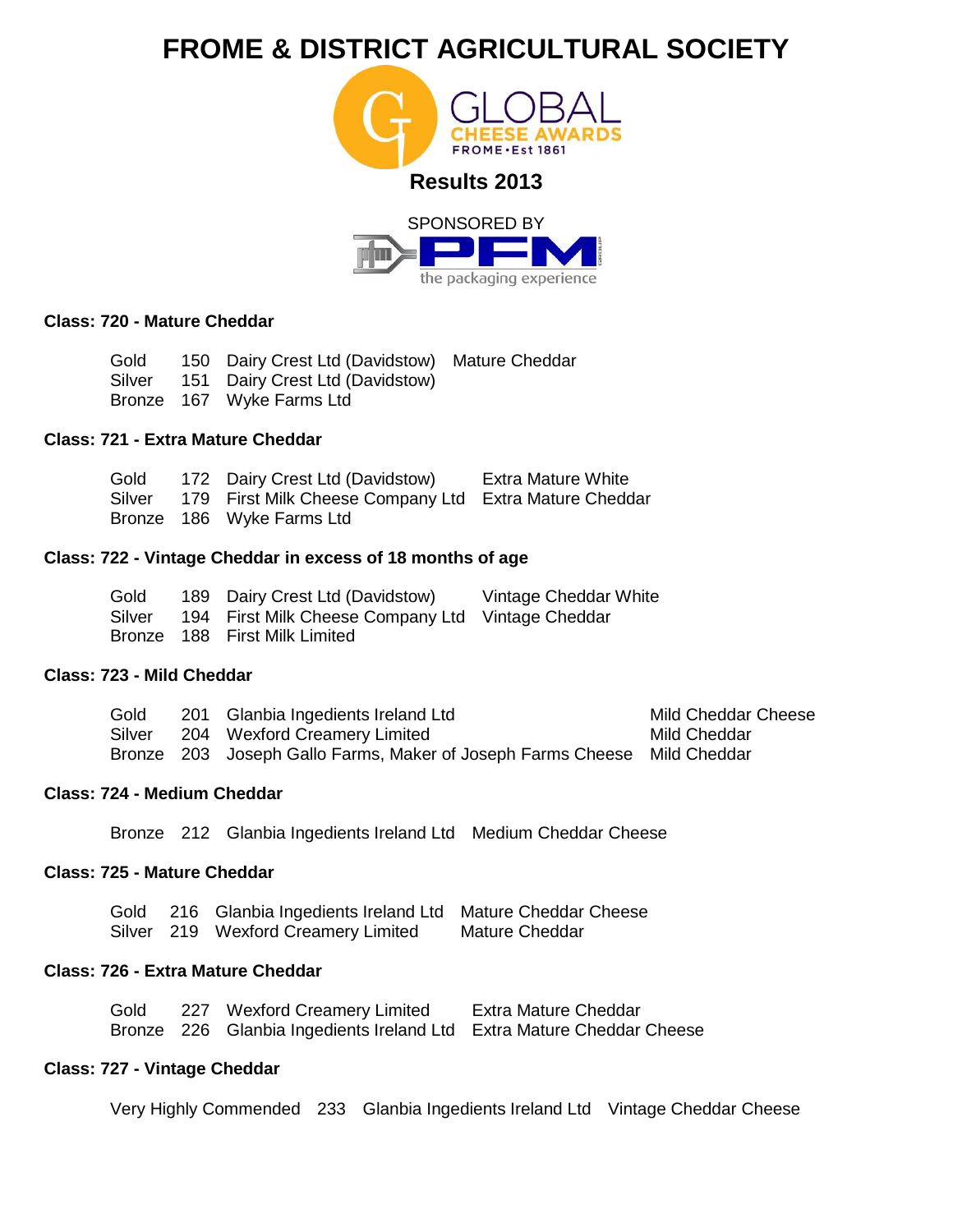# FROME & DISTRICT AGRICULTURAL SOCIETY

GLOBAL CHEESE AWARDS
FROME • Est 1861

## Results 2013

SPONSORED BY

PFM the packaging experience

### Class: 720 - Mature Cheddar

| | | | |
|---|---|---|---|
| Gold | 150 | Dairy Crest Ltd (Davidstow) | Mature Cheddar |
| Silver | 151 | Dairy Crest Ltd (Davidstow) | |
| Bronze | 167 | Wyke Farms Ltd | |

### Class: 721 - Extra Mature Cheddar

| | | | |
|---|---|---|---|
| Gold | 172 | Dairy Crest Ltd (Davidstow) | Extra Mature White |
| Silver | 179 | First Milk Cheese Company Ltd | Extra Mature Cheddar |
| Bronze | 186 | Wyke Farms Ltd | |

### Class: 722 - Vintage Cheddar in excess of 18 months of age

| | | | |
|---|---|---|---|
| Gold | 189 | Dairy Crest Ltd (Davidstow) | Vintage Cheddar White |
| Silver | 194 | First Milk Cheese Company Ltd | Vintage Cheddar |
| Bronze | 188 | First Milk Limited | |

### Class: 723 - Mild Cheddar

| | | | |
|---|---|---|---|
| Gold | 201 | Glanbia Ingedients Ireland Ltd | Mild Cheddar Cheese |
| Silver | 204 | Wexford Creamery Limited | Mild Cheddar |
| Bronze | 203 | Joseph Gallo Farms, Maker of Joseph Farms Cheese | Mild Cheddar |

### Class: 724 - Medium Cheddar

| | | | |
|---|---|---|---|
| Bronze | 212 | Glanbia Ingedients Ireland Ltd | Medium Cheddar Cheese |

### Class: 725 - Mature Cheddar

| | | | |
|---|---|---|---|
| Gold | 216 | Glanbia Ingedients Ireland Ltd | Mature Cheddar Cheese |
| Silver | 219 | Wexford Creamery Limited | Mature Cheddar |

### Class: 726 - Extra Mature Cheddar

| | | | |
|---|---|---|---|
| Gold | 227 | Wexford Creamery Limited | Extra Mature Cheddar |
| Bronze | 226 | Glanbia Ingedients Ireland Ltd | Extra Mature Cheddar Cheese |

### Class: 727 - Vintage Cheddar

| | | | |
|---|---|---|---|
| Very Highly Commended | 233 | Glanbia Ingedients Ireland Ltd | Vintage Cheddar Cheese |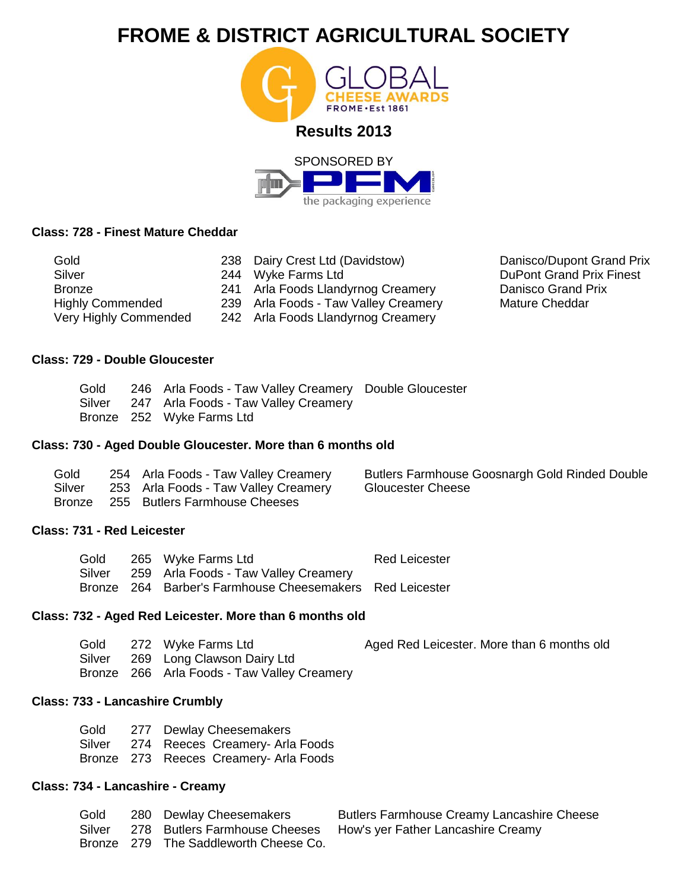# FROME & DISTRICT AGRICULTURAL SOCIETY

GLOBAL CHEESE AWARDS
FROME • Est 1861

## Results 2013

SPONSORED BY

PFM
the packaging experience

### Class: 728 - Finest Mature Cheddar

| | | | |
|---|---|---|---|
| Gold | 238 | Dairy Crest Ltd (Davidstow) | Danisco/Dupont Grand Prix DuPont Grand Prix Finest Danisco Grand Prix Mature Cheddar |
| Silver | 244 | Wyke Farms Ltd | |
| Bronze | 241 | Arla Foods Llandyrnog Creamery | |
| Highly Commended | 239 | Arla Foods - Taw Valley Creamery | |
| Very Highly Commended | 242 | Arla Foods Llandyrnog Creamery | |

### Class: 729 - Double Gloucester

| | | | |
|---|---|---|---|
| Gold | 246 | Arla Foods - Taw Valley Creamery | Double Gloucester |
| Silver | 247 | Arla Foods - Taw Valley Creamery | |
| Bronze | 252 | Wyke Farms Ltd | |

### Class: 730 - Aged Double Gloucester. More than 6 months old

| | | | |
|---|---|---|---|
| Gold | 254 | Arla Foods - Taw Valley Creamery | Butlers Farmhouse Goosnargh Gold Rinded Double Gloucester Cheese |
| Silver | 253 | Arla Foods - Taw Valley Creamery | |
| Bronze | 255 | Butlers Farmhouse Cheeses | |

### Class: 731 - Red Leicester

| | | | |
|---|---|---|---|
| Gold | 265 | Wyke Farms Ltd | Red Leicester |
| Silver | 259 | Arla Foods - Taw Valley Creamery | |
| Bronze | 264 | Barber's Farmhouse Cheesemakers | Red Leicester |

### Class: 732 - Aged Red Leicester. More than 6 months old

| | | | |
|---|---|---|---|
| Gold | 272 | Wyke Farms Ltd | Aged Red Leicester. More than 6 months old |
| Silver | 269 | Long Clawson Dairy Ltd | |
| Bronze | 266 | Arla Foods - Taw Valley Creamery | |

### Class: 733 - Lancashire Crumbly

| | | |
|---|---|---|
| Gold | 277 | Dewlay Cheesemakers |
| Silver | 274 | Reeces Creamery- Arla Foods |
| Bronze | 273 | Reeces Creamery- Arla Foods |

### Class: 734 - Lancashire - Creamy

| | | | |
|---|---|---|---|
| Gold | 280 | Dewlay Cheesemakers | Butlers Farmhouse Creamy Lancashire Cheese |
| Silver | 278 | Butlers Farmhouse Cheeses | How's yer Father Lancashire Creamy |
| Bronze | 279 | The Saddleworth Cheese Co. | |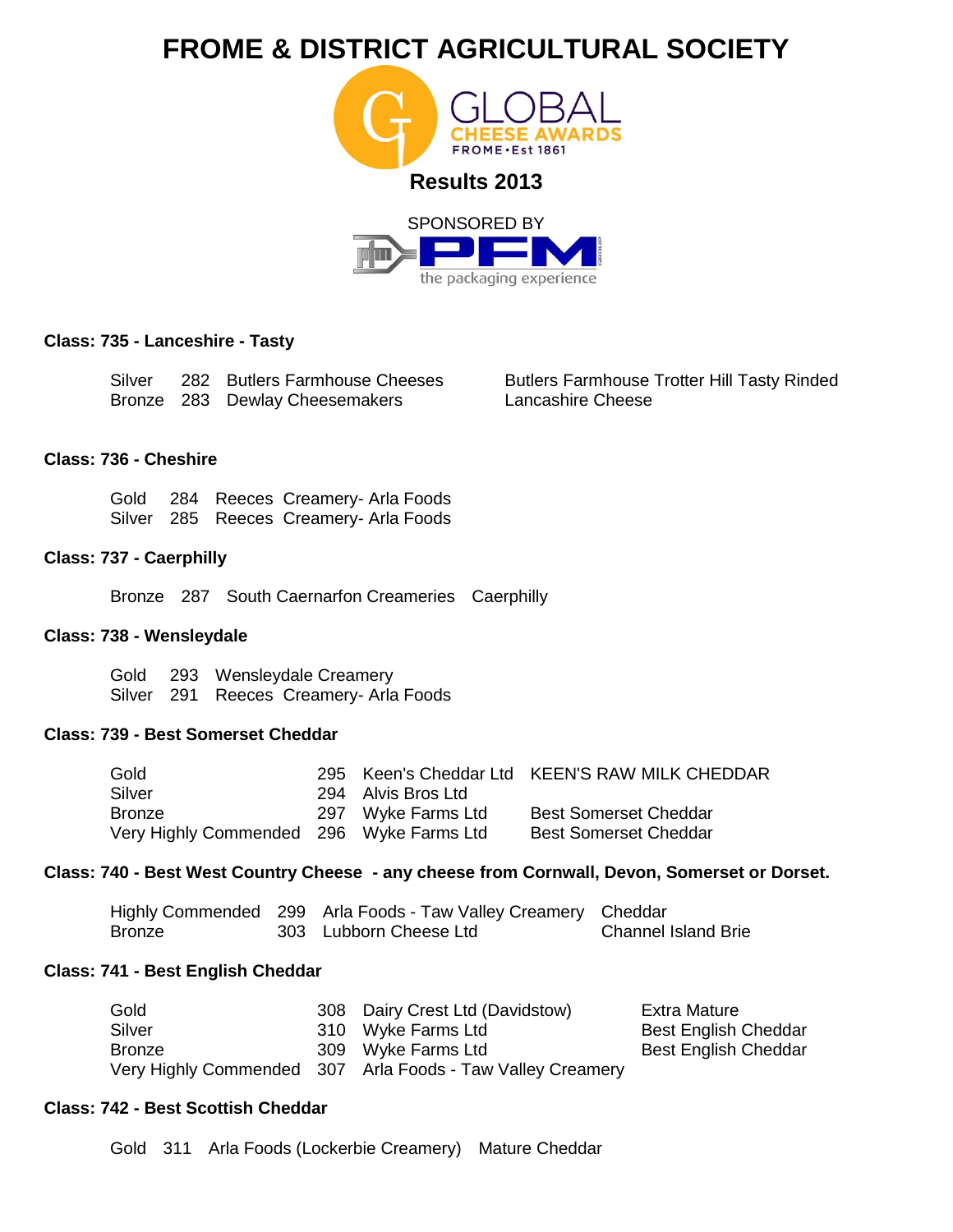# FROME & DISTRICT AGRICULTURAL SOCIETY

GLOBAL CHEESE AWARDS FROME • Est 1861

**Results 2013**

SPONSORED BY

PFM the packaging experience

### Class: 735 - Lanceshire - Tasty

| | | | |
|---|---|---|---|
| Silver | 282 | Butlers Farmhouse Cheeses | Butlers Farmhouse Trotter Hill Tasty Rinded |
| Bronze | 283 | Dewlay Cheesemakers | Lancashire Cheese |

### Class: 736 - Cheshire

| | | |
|---|---|---|
| Gold | 284 | Reeces Creamery- Arla Foods |
| Silver | 285 | Reeces Creamery- Arla Foods |

### Class: 737 - Caerphilly

| | | | |
|---|---|---|---|
| Bronze | 287 | South Caernarfon Creameries | Caerphilly |

### Class: 738 - Wensleydale

| | | |
|---|---|---|
| Gold | 293 | Wensleydale Creamery |
| Silver | 291 | Reeces Creamery- Arla Foods |

### Class: 739 - Best Somerset Cheddar

| | | | |
|---|---|---|---|
| Gold | 295 | Keen's Cheddar Ltd | KEEN'S RAW MILK CHEDDAR |
| Silver | 294 | Alvis Bros Ltd | |
| Bronze | 297 | Wyke Farms Ltd | Best Somerset Cheddar |
| Very Highly Commended | 296 | Wyke Farms Ltd | Best Somerset Cheddar |

### Class: 740 - Best West Country Cheese - any cheese from Cornwall, Devon, Somerset or Dorset.

| | | | |
|---|---|---|---|
| Highly Commended | 299 | Arla Foods - Taw Valley Creamery | Cheddar |
| Bronze | 303 | Lubborn Cheese Ltd | Channel Island Brie |

### Class: 741 - Best English Cheddar

| | | | |
|---|---|---|---|
| Gold | 308 | Dairy Crest Ltd (Davidstow) | Extra Mature |
| Silver | 310 | Wyke Farms Ltd | Best English Cheddar |
| Bronze | 309 | Wyke Farms Ltd | Best English Cheddar |
| Very Highly Commended | 307 | Arla Foods - Taw Valley Creamery | |

### Class: 742 - Best Scottish Cheddar

| | | | |
|---|---|---|---|
| Gold | 311 | Arla Foods (Lockerbie Creamery) | Mature Cheddar |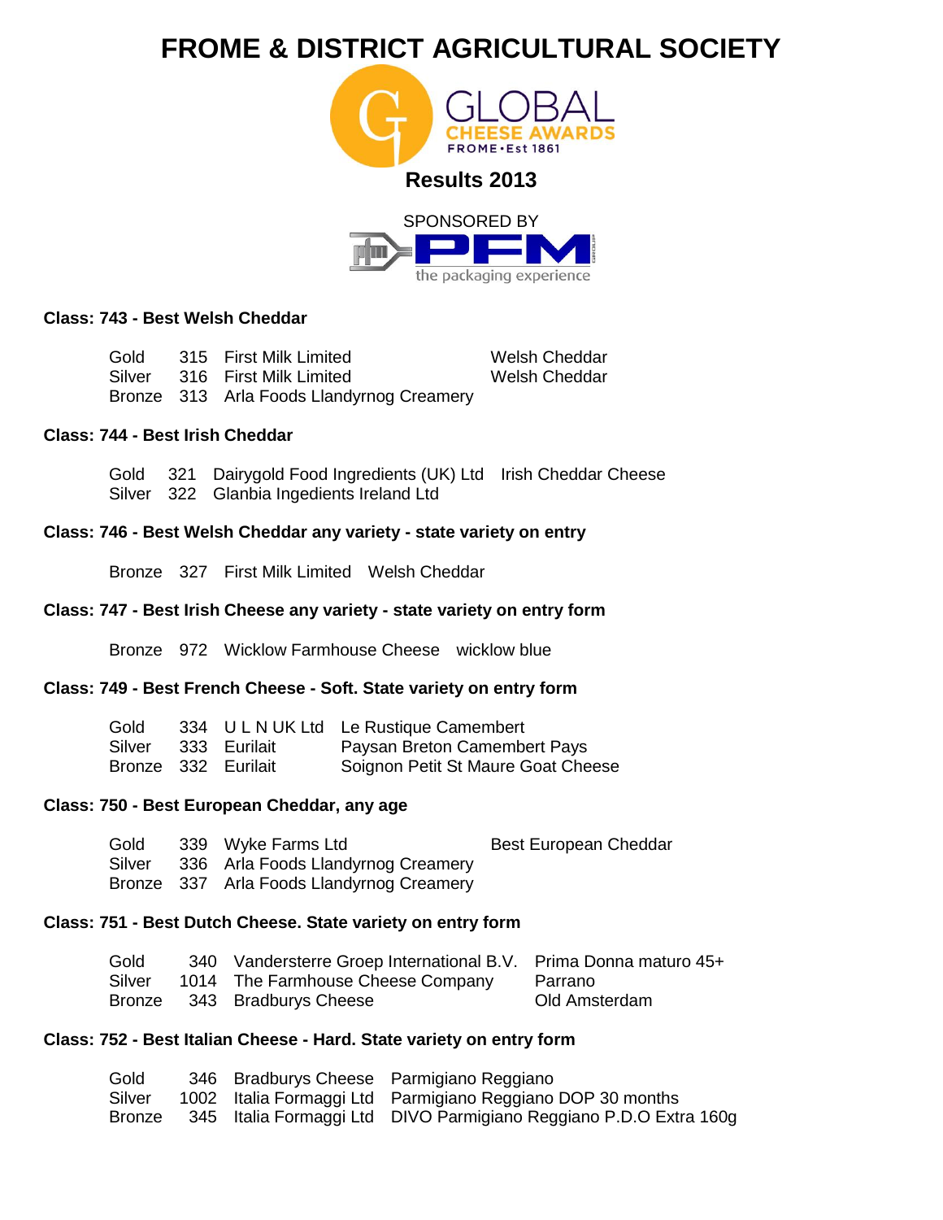# FROME & DISTRICT AGRICULTURAL SOCIETY

GLOBAL CHEESE AWARDS
FROME • Est 1861

## Results 2013

SPONSORED BY

PFM
the packaging experience

### Class: 743 - Best Welsh Cheddar

| | | | |
|---|---|---|---|
| Gold | 315 | First Milk Limited | Welsh Cheddar |
| Silver | 316 | First Milk Limited | Welsh Cheddar |
| Bronze | 313 | Arla Foods Llandyrnog Creamery | |

### Class: 744 - Best Irish Cheddar

| | | | |
|---|---|---|---|
| Gold | 321 | Dairygold Food Ingredients (UK) Ltd | Irish Cheddar Cheese |
| Silver | 322 | Glanbia Ingedients Ireland Ltd | |

### Class: 746 - Best Welsh Cheddar any variety - state variety on entry

| | | | |
|---|---|---|---|
| Bronze | 327 | First Milk Limited | Welsh Cheddar |

### Class: 747 - Best Irish Cheese any variety - state variety on entry form

| | | | |
|---|---|---|---|
| Bronze | 972 | Wicklow Farmhouse Cheese | wicklow blue |

### Class: 749 - Best French Cheese - Soft. State variety on entry form

| | | | |
|---|---|---|---|
| Gold | 334 | U L N UK Ltd | Le Rustique Camembert |
| Silver | 333 | Eurilait | Paysan Breton Camembert Pays |
| Bronze | 332 | Eurilait | Soignon Petit St Maure Goat Cheese |

### Class: 750 - Best European Cheddar, any age

| | | | |
|---|---|---|---|
| Gold | 339 | Wyke Farms Ltd | Best European Cheddar |
| Silver | 336 | Arla Foods Llandyrnog Creamery | |
| Bronze | 337 | Arla Foods Llandyrnog Creamery | |

### Class: 751 - Best Dutch Cheese. State variety on entry form

| | | | |
|---|---|---|---|
| Gold | 340 | Vandersterre Groep International B.V. | Prima Donna maturo 45+ |
| Silver | 1014 | The Farmhouse Cheese Company | Parrano |
| Bronze | 343 | Bradburys Cheese | Old Amsterdam |

### Class: 752 - Best Italian Cheese - Hard. State variety on entry form

| | | | |
|---|---|---|---|
| Gold | 346 | Bradburys Cheese | Parmigiano Reggiano |
| Silver | 1002 | Italia Formaggi Ltd | Parmigiano Reggiano DOP 30 months |
| Bronze | 345 | Italia Formaggi Ltd | DIVO Parmigiano Reggiano P.D.O Extra 160g |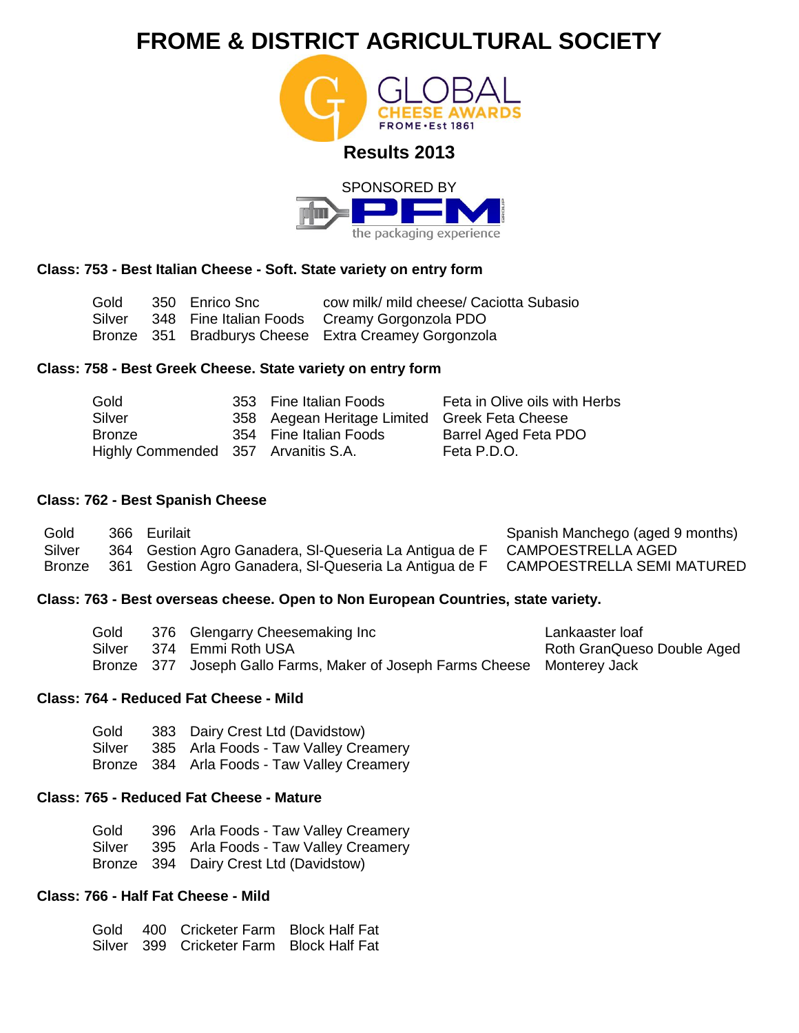# FROME & DISTRICT AGRICULTURAL SOCIETY

GLOBAL CHEESE AWARDS
FROME • Est 1861

## Results 2013

SPONSORED BY

PFM the packaging experience

### Class: 753 - Best Italian Cheese - Soft. State variety on entry form

| | | | |
|---|---|---|---|
| Gold | 350 | Enrico Snc | cow milk/ mild cheese/ Caciotta Subasio |
| Silver | 348 | Fine Italian Foods | Creamy Gorgonzola PDO |
| Bronze | 351 | Bradburys Cheese | Extra Creamey Gorgonzola |

### Class: 758 - Best Greek Cheese. State variety on entry form

| | | | |
|---|---|---|---|
| Gold | 353 | Fine Italian Foods | Feta in Olive oils with Herbs |
| Silver | 358 | Aegean Heritage Limited | Greek Feta Cheese |
| Bronze | 354 | Fine Italian Foods | Barrel Aged Feta PDO |
| Highly Commended | 357 | Arvanitis S.A. | Feta P.D.O. |

### Class: 762 - Best Spanish Cheese

| | | | |
|---|---|---|---|
| Gold | 366 | Eurilait | Spanish Manchego (aged 9 months) |
| Silver | 364 | Gestion Agro Ganadera, Sl-Queseria La Antigua de F | CAMPOESTRELLA AGED |
| Bronze | 361 | Gestion Agro Ganadera, Sl-Queseria La Antigua de F | CAMPOESTRELLA SEMI MATURED |

### Class: 763 - Best overseas cheese. Open to Non European Countries, state variety.

| | | | |
|---|---|---|---|
| Gold | 376 | Glengarry Cheesemaking Inc | Lankaaster loaf |
| Silver | 374 | Emmi Roth USA | Roth GranQueso Double Aged |
| Bronze | 377 | Joseph Gallo Farms, Maker of Joseph Farms Cheese | Monterey Jack |

### Class: 764 - Reduced Fat Cheese - Mild

| | | |
|---|---|---|
| Gold | 383 | Dairy Crest Ltd (Davidstow) |
| Silver | 385 | Arla Foods - Taw Valley Creamery |
| Bronze | 384 | Arla Foods - Taw Valley Creamery |

### Class: 765 - Reduced Fat Cheese - Mature

| | | |
|---|---|---|
| Gold | 396 | Arla Foods - Taw Valley Creamery |
| Silver | 395 | Arla Foods - Taw Valley Creamery |
| Bronze | 394 | Dairy Crest Ltd (Davidstow) |

### Class: 766 - Half Fat Cheese - Mild

| | | | |
|---|---|---|---|
| Gold | 400 | Cricketer Farm | Block Half Fat |
| Silver | 399 | Cricketer Farm | Block Half Fat |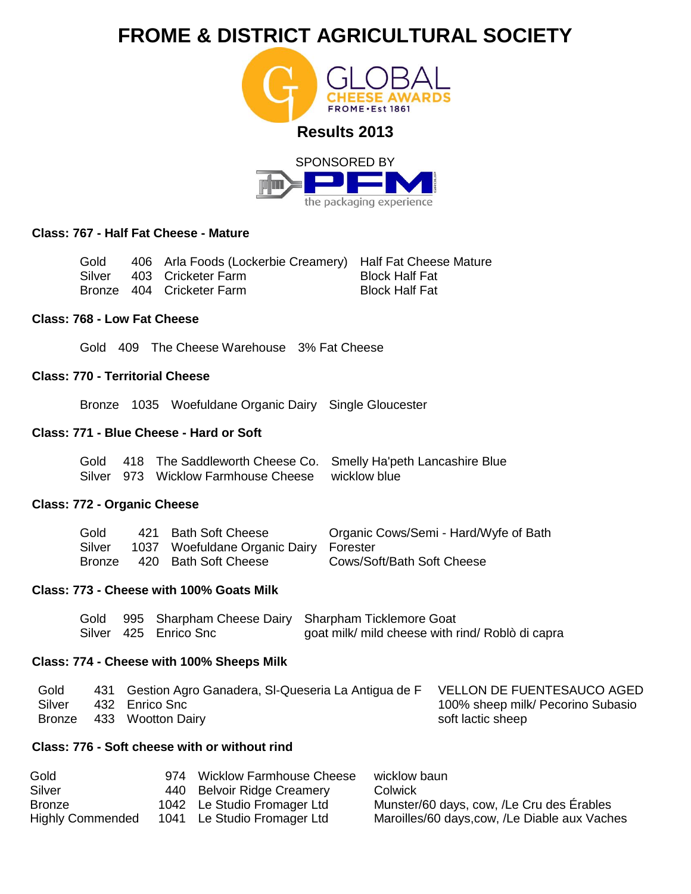# FROME & DISTRICT AGRICULTURAL SOCIETY

GLOBAL CHEESE AWARDS FROME • Est 1861

**Results 2013**

SPONSORED BY

PFM the packaging experience

### Class: 767 - Half Fat Cheese - Mature

| | | | |
|---|---|---|---|
| Gold | 406 | Arla Foods (Lockerbie Creamery) | Half Fat Cheese Mature |
| Silver | 403 | Cricketer Farm | Block Half Fat |
| Bronze | 404 | Cricketer Farm | Block Half Fat |

### Class: 768 - Low Fat Cheese

| | | | |
|---|---|---|---|
| Gold | 409 | The Cheese Warehouse | 3% Fat Cheese |

### Class: 770 - Territorial Cheese

| | | | |
|---|---|---|---|
| Bronze | 1035 | Woefuldane Organic Dairy | Single Gloucester |

### Class: 771 - Blue Cheese - Hard or Soft

| | | | |
|---|---|---|---|
| Gold | 418 | The Saddleworth Cheese Co. | Smelly Ha'peth Lancashire Blue |
| Silver | 973 | Wicklow Farmhouse Cheese | wicklow blue |

### Class: 772 - Organic Cheese

| | | | |
|---|---|---|---|
| Gold | 421 | Bath Soft Cheese | Organic Cows/Semi - Hard/Wyfe of Bath |
| Silver | 1037 | Woefuldane Organic Dairy | Forester |
| Bronze | 420 | Bath Soft Cheese | Cows/Soft/Bath Soft Cheese |

### Class: 773 - Cheese with 100% Goats Milk

| | | | |
|---|---|---|---|
| Gold | 995 | Sharpham Cheese Dairy | Sharpham Ticklemore Goat |
| Silver | 425 | Enrico Snc | goat milk/ mild cheese with rind/ Roblò di capra |

### Class: 774 - Cheese with 100% Sheeps Milk

| | | | |
|---|---|---|---|
| Gold | 431 | Gestion Agro Ganadera, Sl-Queseria La Antigua de F | VELLON DE FUENTESAUCO AGED |
| Silver | 432 | Enrico Snc | 100% sheep milk/ Pecorino Subasio |
| Bronze | 433 | Wootton Dairy | soft lactic sheep |

### Class: 776 - Soft cheese with or without rind

| | | | |
|---|---|---|---|
| Gold | 974 | Wicklow Farmhouse Cheese | wicklow baun |
| Silver | 440 | Belvoir Ridge Creamery | Colwick |
| Bronze | 1042 | Le Studio Fromager Ltd | Munster/60 days, cow, /Le Cru des Érables |
| Highly Commended | 1041 | Le Studio Fromager Ltd | Maroilles/60 days,cow, /Le Diable aux Vaches |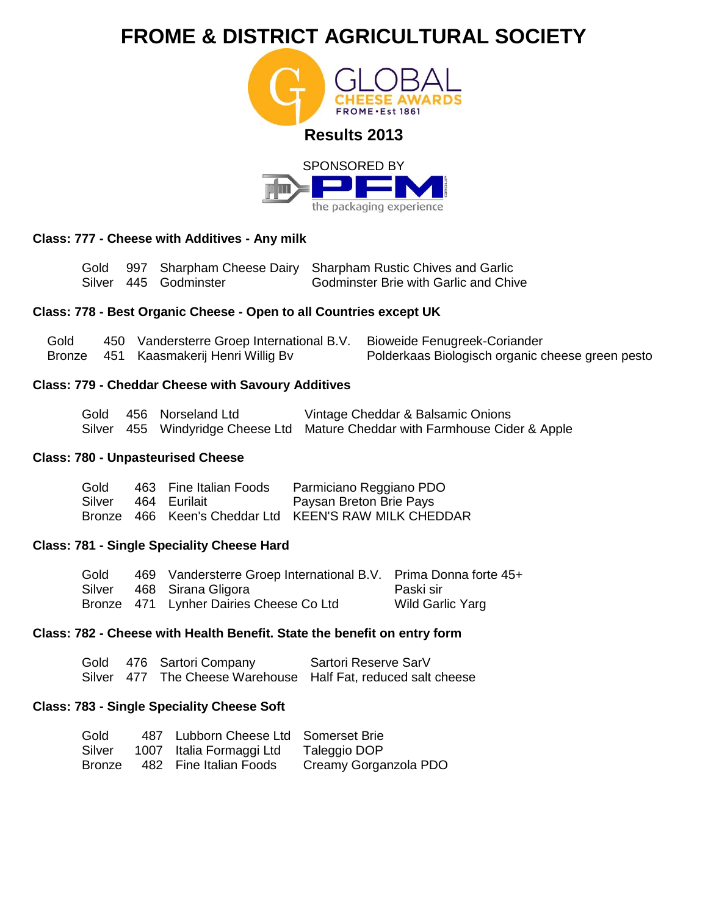# FROME & DISTRICT AGRICULTURAL SOCIETY

GLOBAL CHEESE AWARDS
FROME • Est 1861

## Results 2013

SPONSORED BY
PFM GROUP
the packaging experience

### Class: 777 - Cheese with Additives - Any milk

| | | | |
|---|---|---|---|
| Gold | 997 | Sharpham Cheese Dairy | Sharpham Rustic Chives and Garlic |
| Silver | 445 | Godminster | Godminster Brie with Garlic and Chive |

### Class: 778 - Best Organic Cheese - Open to all Countries except UK

| | | | |
|---|---|---|---|
| Gold | 450 | Vandersterre Groep International B.V. | Bioweide Fenugreek-Coriander |
| Bronze | 451 | Kaasmakerij Henri Willig Bv | Polderkaas Biologisch organic cheese green pesto |

### Class: 779 - Cheddar Cheese with Savoury Additives

| | | | |
|---|---|---|---|
| Gold | 456 | Norseland Ltd | Vintage Cheddar & Balsamic Onions |
| Silver | 455 | Windyridge Cheese Ltd | Mature Cheddar with Farmhouse Cider & Apple |

### Class: 780 - Unpasteurised Cheese

| | | | |
|---|---|---|---|
| Gold | 463 | Fine Italian Foods | Parmiciano Reggiano PDO |
| Silver | 464 | Eurilait | Paysan Breton Brie Pays |
| Bronze | 466 | Keen's Cheddar Ltd | KEEN'S RAW MILK CHEDDAR |

### Class: 781 - Single Speciality Cheese Hard

| | | | |
|---|---|---|---|
| Gold | 469 | Vandersterre Groep International B.V. | Prima Donna forte 45+ |
| Silver | 468 | Sirana Gligora | Paski sir |
| Bronze | 471 | Lynher Dairies Cheese Co Ltd | Wild Garlic Yarg |

### Class: 782 - Cheese with Health Benefit. State the benefit on entry form

| | | | |
|---|---|---|---|
| Gold | 476 | Sartori Company | Sartori Reserve SarV |
| Silver | 477 | The Cheese Warehouse | Half Fat, reduced salt cheese |

### Class: 783 - Single Speciality Cheese Soft

| | | | |
|---|---|---|---|
| Gold | 487 | Lubborn Cheese Ltd | Somerset Brie |
| Silver | 1007 | Italia Formaggi Ltd | Taleggio DOP |
| Bronze | 482 | Fine Italian Foods | Creamy Gorganzola PDO |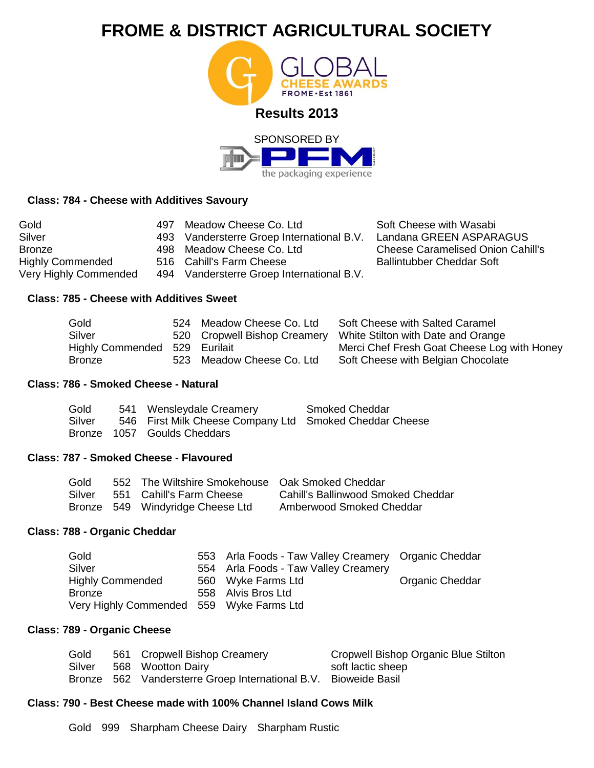# FROME & DISTRICT AGRICULTURAL SOCIETY

GLOBAL CHEESE AWARDS
FROME • Est 1861

## Results 2013

SPONSORED BY

PFM GROUP
the packaging experience

### Class: 784 - Cheese with Additives Savoury

| | | | |
|---|---|---|---|
| Gold | 497 | Meadow Cheese Co. Ltd | Soft Cheese with Wasabi |
| Silver | 493 | Vandersterre Groep International B.V. | Landana GREEN ASPARAGUS |
| Bronze | 498 | Meadow Cheese Co. Ltd | Cheese Caramelised Onion Cahill's |
| Highly Commended | 516 | Cahill's Farm Cheese | Ballintubber Cheddar Soft |
| Very Highly Commended | 494 | Vandersterre Groep International B.V. | |

### Class: 785 - Cheese with Additives Sweet

| | | | |
|---|---|---|---|
| Gold | 524 | Meadow Cheese Co. Ltd | Soft Cheese with Salted Caramel |
| Silver | 520 | Cropwell Bishop Creamery | White Stilton with Date and Orange |
| Highly Commended | 529 | Eurilait | Merci Chef Fresh Goat Cheese Log with Honey |
| Bronze | 523 | Meadow Cheese Co. Ltd | Soft Cheese with Belgian Chocolate |

### Class: 786 - Smoked Cheese - Natural

| | | | |
|---|---|---|---|
| Gold | 541 | Wensleydale Creamery | Smoked Cheddar |
| Silver | 546 | First Milk Cheese Company Ltd | Smoked Cheddar Cheese |
| Bronze | 1057 | Goulds Cheddars | |

### Class: 787 - Smoked Cheese - Flavoured

| | | | |
|---|---|---|---|
| Gold | 552 | The Wiltshire Smokehouse | Oak Smoked Cheddar |
| Silver | 551 | Cahill's Farm Cheese | Cahill's Ballinwood Smoked Cheddar |
| Bronze | 549 | Windyridge Cheese Ltd | Amberwood Smoked Cheddar |

### Class: 788 - Organic Cheddar

| | | | |
|---|---|---|---|
| Gold | 553 | Arla Foods - Taw Valley Creamery | Organic Cheddar |
| Silver | 554 | Arla Foods - Taw Valley Creamery | |
| Highly Commended | 560 | Wyke Farms Ltd | Organic Cheddar |
| Bronze | 558 | Alvis Bros Ltd | |
| Very Highly Commended | 559 | Wyke Farms Ltd | |

### Class: 789 - Organic Cheese

| | | | |
|---|---|---|---|
| Gold | 561 | Cropwell Bishop Creamery | Cropwell Bishop Organic Blue Stilton |
| Silver | 568 | Wootton Dairy | soft lactic sheep |
| Bronze | 562 | Vandersterre Groep International B.V. | Bioweide Basil |

### Class: 790 - Best Cheese made with 100% Channel Island Cows Milk

| | | | |
|---|---|---|---|
| Gold | 999 | Sharpham Cheese Dairy | Sharpham Rustic |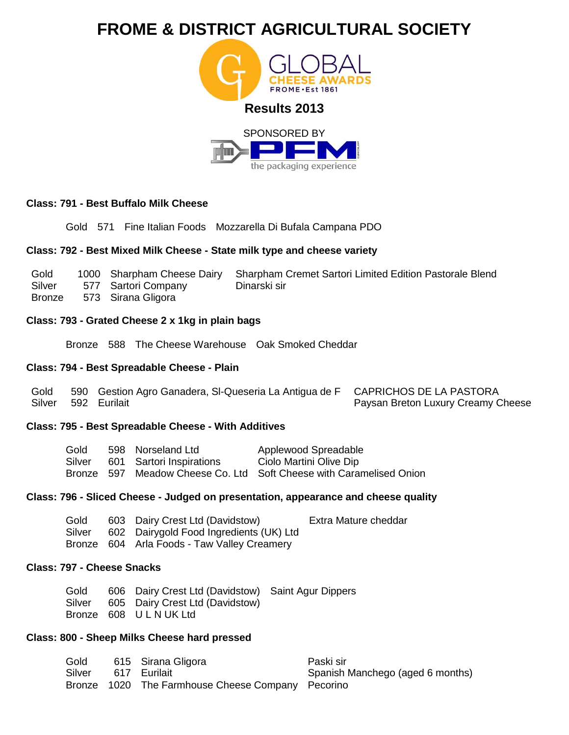# FROME & DISTRICT AGRICULTURAL SOCIETY

GLOBAL CHEESE AWARDS
FROME • Est 1861

## Results 2013

SPONSORED BY
PFM
the packaging experience

### Class: 791 - Best Buffalo Milk Cheese

| | | | |
|---|---|---|---|
| Gold | 571 | Fine Italian Foods | Mozzarella Di Bufala Campana PDO |

### Class: 792 - Best Mixed Milk Cheese - State milk type and cheese variety

| | | | |
|---|---|---|---|
| Gold | 1000 | Sharpham Cheese Dairy | Sharpham Cremet Sartori Limited Edition Pastorale Blend |
| Silver | 577 | Sartori Company | Dinarski sir |
| Bronze | 573 | Sirana Gligora | |

### Class: 793 - Grated Cheese 2 x 1kg in plain bags

| | | | |
|---|---|---|---|
| Bronze | 588 | The Cheese Warehouse | Oak Smoked Cheddar |

### Class: 794 - Best Spreadable Cheese - Plain

| | | | |
|---|---|---|---|
| Gold | 590 | Gestion Agro Ganadera, Sl-Queseria La Antigua de F | CAPRICHOS DE LA PASTORA |
| Silver | 592 | Eurilait | Paysan Breton Luxury Creamy Cheese |

### Class: 795 - Best Spreadable Cheese - With Additives

| | | | |
|---|---|---|---|
| Gold | 598 | Norseland Ltd | Applewood Spreadable |
| Silver | 601 | Sartori Inspirations | Ciolo Martini Olive Dip |
| Bronze | 597 | Meadow Cheese Co. Ltd | Soft Cheese with Caramelised Onion |

### Class: 796 - Sliced Cheese - Judged on presentation, appearance and cheese quality

| | | | |
|---|---|---|---|
| Gold | 603 | Dairy Crest Ltd (Davidstow) | Extra Mature cheddar |
| Silver | 602 | Dairygold Food Ingredients (UK) Ltd | |
| Bronze | 604 | Arla Foods - Taw Valley Creamery | |

### Class: 797 - Cheese Snacks

| | | | |
|---|---|---|---|
| Gold | 606 | Dairy Crest Ltd (Davidstow) | Saint Agur Dippers |
| Silver | 605 | Dairy Crest Ltd (Davidstow) | |
| Bronze | 608 | U L N UK Ltd | |

### Class: 800 - Sheep Milks Cheese hard pressed

| | | | |
|---|---|---|---|
| Gold | 615 | Sirana Gligora | Paski sir |
| Silver | 617 | Eurilait | Spanish Manchego (aged 6 months) |
| Bronze | 1020 | The Farmhouse Cheese Company | Pecorino |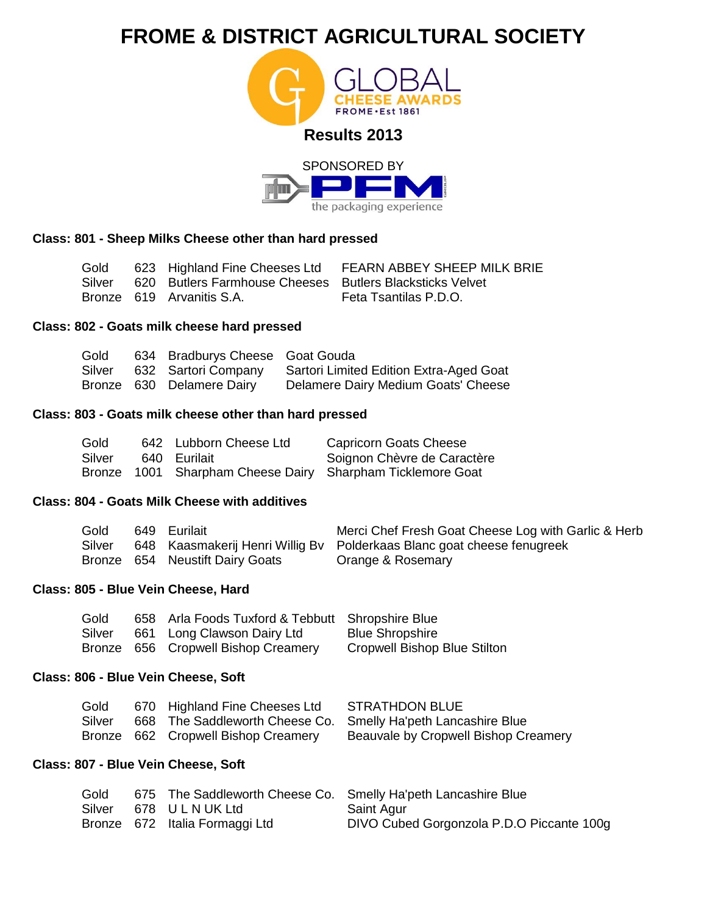# FROME & DISTRICT AGRICULTURAL SOCIETY

GLOBAL CHEESE AWARDS
FROME • Est 1861

## Results 2013

SPONSORED BY

PFM the packaging experience

### Class: 801 - Sheep Milks Cheese other than hard pressed

| | | | |
|---|---|---|---|
| Gold | 623 | Highland Fine Cheeses Ltd | FEARN ABBEY SHEEP MILK BRIE |
| Silver | 620 | Butlers Farmhouse Cheeses | Butlers Blacksticks Velvet |
| Bronze | 619 | Arvanitis S.A. | Feta Tsantilas P.D.O. |

### Class: 802 - Goats milk cheese hard pressed

| | | | |
|---|---|---|---|
| Gold | 634 | Bradburys Cheese | Goat Gouda |
| Silver | 632 | Sartori Company | Sartori Limited Edition Extra-Aged Goat |
| Bronze | 630 | Delamere Dairy | Delamere Dairy Medium Goats' Cheese |

### Class: 803 - Goats milk cheese other than hard pressed

| | | | |
|---|---|---|---|
| Gold | 642 | Lubborn Cheese Ltd | Capricorn Goats Cheese |
| Silver | 640 | Eurilait | Soignon Chèvre de Caractère |
| Bronze | 1001 | Sharpham Cheese Dairy | Sharpham Ticklemore Goat |

### Class: 804 - Goats Milk Cheese with additives

| | | | |
|---|---|---|---|
| Gold | 649 | Eurilait | Merci Chef Fresh Goat Cheese Log with Garlic & Herb |
| Silver | 648 | Kaasmakerij Henri Willig Bv | Polderkaas Blanc goat cheese fenugreek |
| Bronze | 654 | Neustift Dairy Goats | Orange & Rosemary |

### Class: 805 - Blue Vein Cheese, Hard

| | | | |
|---|---|---|---|
| Gold | 658 | Arla Foods Tuxford & Tebbutt | Shropshire Blue |
| Silver | 661 | Long Clawson Dairy Ltd | Blue Shropshire |
| Bronze | 656 | Cropwell Bishop Creamery | Cropwell Bishop Blue Stilton |

### Class: 806 - Blue Vein Cheese, Soft

| | | | |
|---|---|---|---|
| Gold | 670 | Highland Fine Cheeses Ltd | STRATHDON BLUE |
| Silver | 668 | The Saddleworth Cheese Co. | Smelly Ha'peth Lancashire Blue |
| Bronze | 662 | Cropwell Bishop Creamery | Beauvale by Cropwell Bishop Creamery |

### Class: 807 - Blue Vein Cheese, Soft

| | | | |
|---|---|---|---|
| Gold | 675 | The Saddleworth Cheese Co. | Smelly Ha'peth Lancashire Blue |
| Silver | 678 | U L N UK Ltd | Saint Agur |
| Bronze | 672 | Italia Formaggi Ltd | DIVO Cubed Gorgonzola P.D.O Piccante 100g |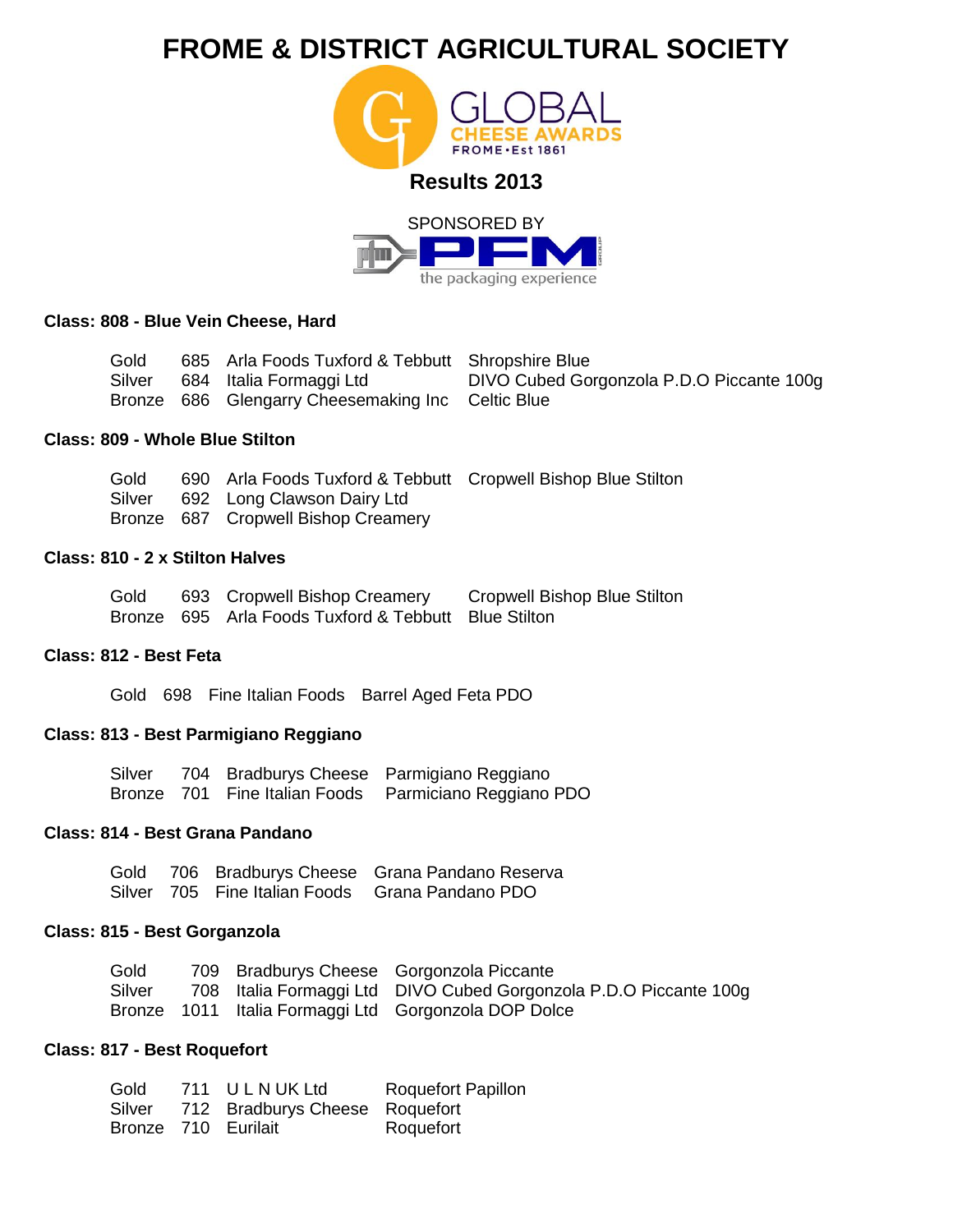# FROME & DISTRICT AGRICULTURAL SOCIETY

GLOBAL CHEESE AWARDS
FROME • Est 1861

## Results 2013

SPONSORED BY
PFM
the packaging experience

### Class: 808 - Blue Vein Cheese, Hard

| | | | |
|---|---|---|---|
| Gold | 685 | Arla Foods Tuxford & Tebbutt | Shropshire Blue |
| Silver | 684 | Italia Formaggi Ltd | DIVO Cubed Gorgonzola P.D.O Piccante 100g |
| Bronze | 686 | Glengarry Cheesemaking Inc | Celtic Blue |

### Class: 809 - Whole Blue Stilton

| | | | |
|---|---|---|---|
| Gold | 690 | Arla Foods Tuxford & Tebbutt | Cropwell Bishop Blue Stilton |
| Silver | 692 | Long Clawson Dairy Ltd | |
| Bronze | 687 | Cropwell Bishop Creamery | |

### Class: 810 - 2 x Stilton Halves

| | | | |
|---|---|---|---|
| Gold | 693 | Cropwell Bishop Creamery | Cropwell Bishop Blue Stilton |
| Bronze | 695 | Arla Foods Tuxford & Tebbutt | Blue Stilton |

### Class: 812 - Best Feta

| | | | |
|---|---|---|---|
| Gold | 698 | Fine Italian Foods | Barrel Aged Feta PDO |

### Class: 813 - Best Parmigiano Reggiano

| | | | |
|---|---|---|---|
| Silver | 704 | Bradburys Cheese | Parmigiano Reggiano |
| Bronze | 701 | Fine Italian Foods | Parmiciano Reggiano PDO |

### Class: 814 - Best Grana Pandano

| | | | |
|---|---|---|---|
| Gold | 706 | Bradburys Cheese | Grana Pandano Reserva |
| Silver | 705 | Fine Italian Foods | Grana Pandano PDO |

### Class: 815 - Best Gorganzola

| | | | |
|---|---|---|---|
| Gold | 709 | Bradburys Cheese | Gorgonzola Piccante |
| Silver | 708 | Italia Formaggi Ltd | DIVO Cubed Gorgonzola P.D.O Piccante 100g |
| Bronze | 1011 | Italia Formaggi Ltd | Gorgonzola DOP Dolce |

### Class: 817 - Best Roquefort

| | | | |
|---|---|---|---|
| Gold | 711 | U L N UK Ltd | Roquefort Papillon |
| Silver | 712 | Bradburys Cheese | Roquefort |
| Bronze | 710 | Eurilait | Roquefort |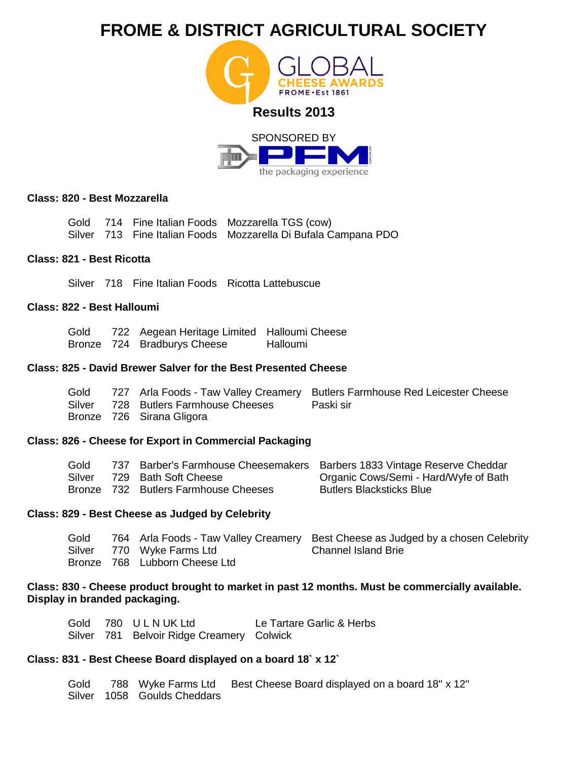# FROME & DISTRICT AGRICULTURAL SOCIETY

GLOBAL CHEESE AWARDS
FROME • Est 1861

## Results 2013

SPONSORED BY
PFM
the packaging experience

### Class: 820 - Best Mozzarella

| | | | |
|---|---|---|---|
| Gold | 714 | Fine Italian Foods | Mozzarella TGS (cow) |
| Silver | 713 | Fine Italian Foods | Mozzarella Di Bufala Campana PDO |

### Class: 821 - Best Ricotta

| | | | |
|---|---|---|---|
| Silver | 718 | Fine Italian Foods | Ricotta Lattebuscue |

### Class: 822 - Best Halloumi

| | | | |
|---|---|---|---|
| Gold | 722 | Aegean Heritage Limited | Halloumi Cheese |
| Bronze | 724 | Bradburys Cheese | Halloumi |

### Class: 825 - David Brewer Salver for the Best Presented Cheese

| | | | |
|---|---|---|---|
| Gold | 727 | Arla Foods - Taw Valley Creamery | Butlers Farmhouse Red Leicester Cheese |
| Silver | 728 | Butlers Farmhouse Cheeses | Paski sir |
| Bronze | 726 | Sirana Gligora | |

### Class: 826 - Cheese for Export in Commercial Packaging

| | | | |
|---|---|---|---|
| Gold | 737 | Barber's Farmhouse Cheesemakers | Barbers 1833 Vintage Reserve Cheddar |
| Silver | 729 | Bath Soft Cheese | Organic Cows/Semi - Hard/Wyfe of Bath |
| Bronze | 732 | Butlers Farmhouse Cheeses | Butlers Blacksticks Blue |

### Class: 829 - Best Cheese as Judged by Celebrity

| | | | |
|---|---|---|---|
| Gold | 764 | Arla Foods - Taw Valley Creamery | Best Cheese as Judged by a chosen Celebrity |
| Silver | 770 | Wyke Farms Ltd | Channel Island Brie |
| Bronze | 768 | Lubborn Cheese Ltd | |

### Class: 830 - Cheese product brought to market in past 12 months. Must be commercially available. Display in branded packaging.

| | | | |
|---|---|---|---|
| Gold | 780 | U L N UK Ltd | Le Tartare Garlic & Herbs |
| Silver | 781 | Belvoir Ridge Creamery | Colwick |

### Class: 831 - Best Cheese Board displayed on a board 18` x 12`

| | | | |
|---|---|---|---|
| Gold | 788 | Wyke Farms Ltd | Best Cheese Board displayed on a board 18" x 12" |
| Silver | 1058 | Goulds Cheddars | |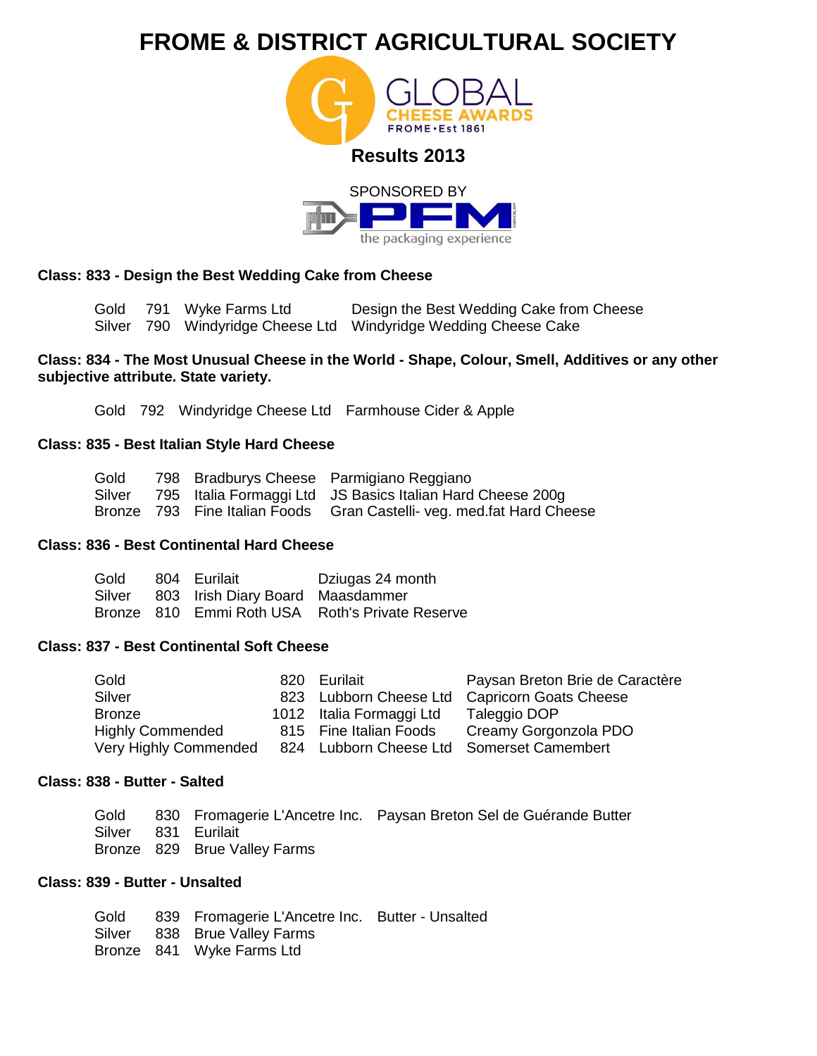# FROME & DISTRICT AGRICULTURAL SOCIETY

GLOBAL CHEESE AWARDS
FROME • Est 1861

## Results 2013

SPONSORED BY
PFM
the packaging experience

### Class: 833 - Design the Best Wedding Cake from Cheese

| | | | |
|---|---|---|---|
| Gold | 791 | Wyke Farms Ltd | Design the Best Wedding Cake from Cheese |
| Silver | 790 | Windyridge Cheese Ltd | Windyridge Wedding Cheese Cake |

### Class: 834 - The Most Unusual Cheese in the World - Shape, Colour, Smell, Additives or any other subjective attribute. State variety.

| | | | |
|---|---|---|---|
| Gold | 792 | Windyridge Cheese Ltd | Farmhouse Cider & Apple |

### Class: 835 - Best Italian Style Hard Cheese

| | | | |
|---|---|---|---|
| Gold | 798 | Bradburys Cheese | Parmigiano Reggiano |
| Silver | 795 | Italia Formaggi Ltd | JS Basics Italian Hard Cheese 200g |
| Bronze | 793 | Fine Italian Foods | Gran Castelli- veg. med.fat Hard Cheese |

### Class: 836 - Best Continental Hard Cheese

| | | | |
|---|---|---|---|
| Gold | 804 | Eurilait | Dziugas 24 month |
| Silver | 803 | Irish Diary Board | Maasdammer |
| Bronze | 810 | Emmi Roth USA | Roth's Private Reserve |

### Class: 837 - Best Continental Soft Cheese

| | | | |
|---|---|---|---|
| Gold | 820 | Eurilait | Paysan Breton Brie de Caractère |
| Silver | 823 | Lubborn Cheese Ltd | Capricorn Goats Cheese |
| Bronze | 1012 | Italia Formaggi Ltd | Taleggio DOP |
| Highly Commended | 815 | Fine Italian Foods | Creamy Gorgonzola PDO |
| Very Highly Commended | 824 | Lubborn Cheese Ltd | Somerset Camembert |

### Class: 838 - Butter - Salted

| | | | |
|---|---|---|---|
| Gold | 830 | Fromagerie L'Ancetre Inc. | Paysan Breton Sel de Guérande Butter |
| Silver | 831 | Eurilait | |
| Bronze | 829 | Brue Valley Farms | |

### Class: 839 - Butter - Unsalted

| | | | |
|---|---|---|---|
| Gold | 839 | Fromagerie L'Ancetre Inc. | Butter - Unsalted |
| Silver | 838 | Brue Valley Farms | |
| Bronze | 841 | Wyke Farms Ltd | |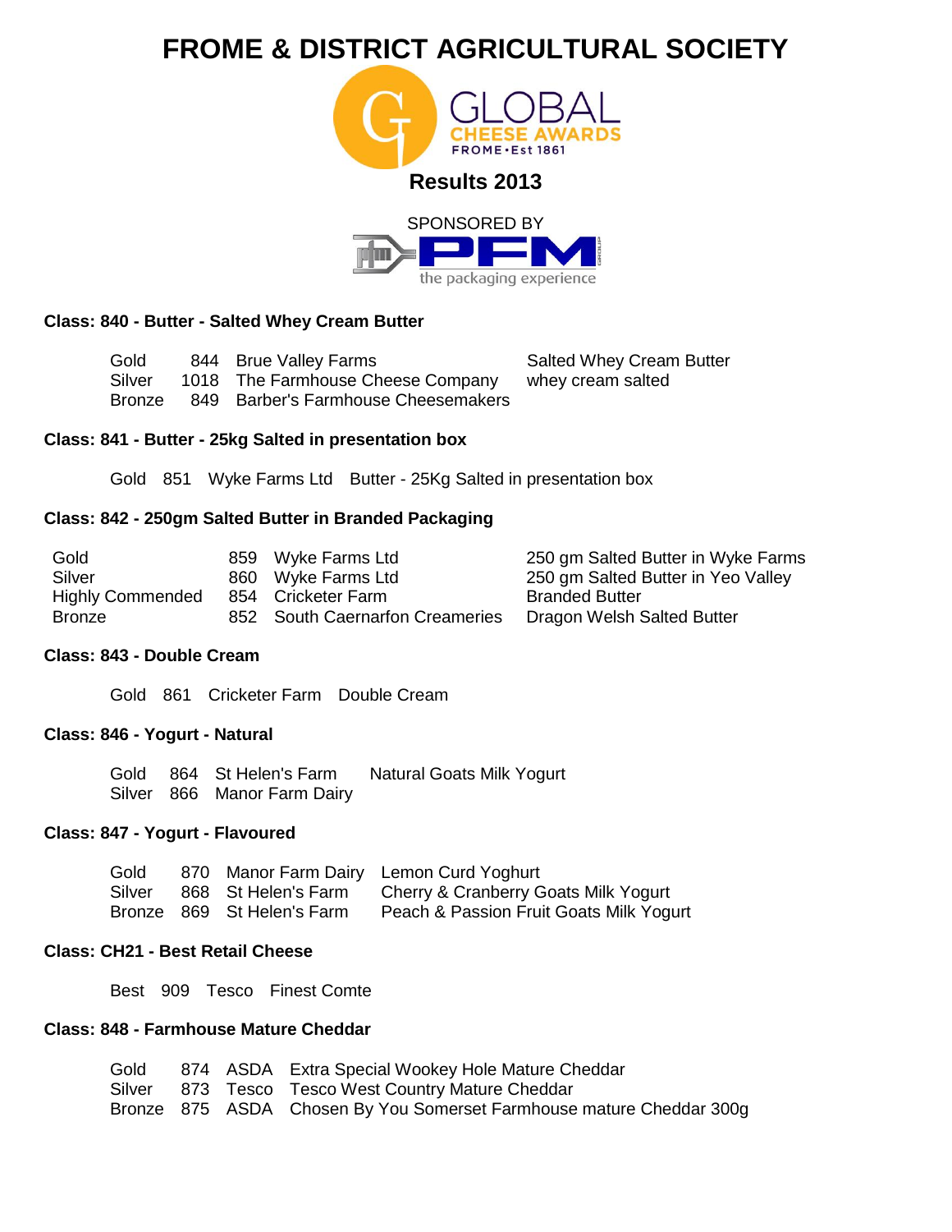# FROME & DISTRICT AGRICULTURAL SOCIETY

GLOBAL CHEESE AWARDS
FROME • Est 1861

## Results 2013

SPONSORED BY
PFM the packaging experience

### Class: 840 - Butter - Salted Whey Cream Butter

| | | | |
|---|---|---|---|
| Gold | 844 | Brue Valley Farms | Salted Whey Cream Butter |
| Silver | 1018 | The Farmhouse Cheese Company | whey cream salted |
| Bronze | 849 | Barber's Farmhouse Cheesemakers | |

### Class: 841 - Butter - 25kg Salted in presentation box

| | | | |
|---|---|---|---|
| Gold | 851 | Wyke Farms Ltd | Butter - 25Kg Salted in presentation box |

### Class: 842 - 250gm Salted Butter in Branded Packaging

| | | | |
|---|---|---|---|
| Gold | 859 | Wyke Farms Ltd | 250 gm Salted Butter in Wyke Farms |
| Silver | 860 | Wyke Farms Ltd | 250 gm Salted Butter in Yeo Valley |
| Highly Commended | 854 | Cricketer Farm | Branded Butter |
| Bronze | 852 | South Caernarfon Creameries | Dragon Welsh Salted Butter |

### Class: 843 - Double Cream

| | | | |
|---|---|---|---|
| Gold | 861 | Cricketer Farm | Double Cream |

### Class: 846 - Yogurt - Natural

| | | | |
|---|---|---|---|
| Gold | 864 | St Helen's Farm | Natural Goats Milk Yogurt |
| Silver | 866 | Manor Farm Dairy | |

### Class: 847 - Yogurt - Flavoured

| | | | |
|---|---|---|---|
| Gold | 870 | Manor Farm Dairy | Lemon Curd Yoghurt |
| Silver | 868 | St Helen's Farm | Cherry & Cranberry Goats Milk Yogurt |
| Bronze | 869 | St Helen's Farm | Peach & Passion Fruit Goats Milk Yogurt |

### Class: CH21 - Best Retail Cheese

| | | | |
|---|---|---|---|
| Best | 909 | Tesco | Finest Comte |

### Class: 848 - Farmhouse Mature Cheddar

| | | | |
|---|---|---|---|
| Gold | 874 | ASDA | Extra Special Wookey Hole Mature Cheddar |
| Silver | 873 | Tesco | Tesco West Country Mature Cheddar |
| Bronze | 875 | ASDA | Chosen By You Somerset Farmhouse mature Cheddar 300g |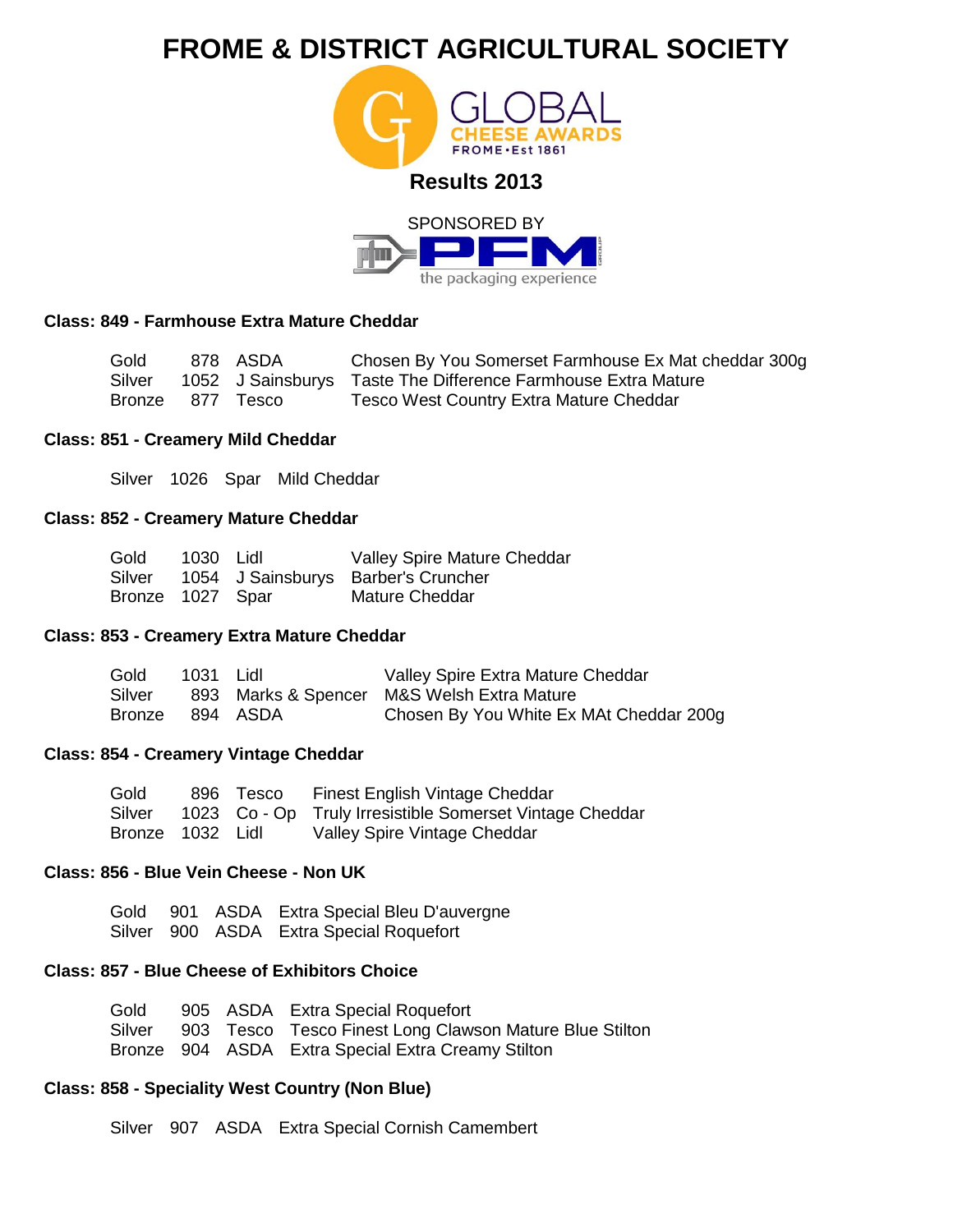# FROME & DISTRICT AGRICULTURAL SOCIETY

GLOBAL CHEESE AWARDS FROME • Est 1861

## Results 2013

SPONSORED BY

PFM the packaging experience

### Class: 849 - Farmhouse Extra Mature Cheddar

| | | | |
|---|---|---|---|
| Gold | 878 | ASDA | Chosen By You Somerset Farmhouse Ex Mat cheddar 300g |
| Silver | 1052 | J Sainsburys | Taste The Difference Farmhouse Extra Mature |
| Bronze | 877 | Tesco | Tesco West Country Extra Mature Cheddar |

### Class: 851 - Creamery Mild Cheddar

| | | | |
|---|---|---|---|
| Silver | 1026 | Spar | Mild Cheddar |

### Class: 852 - Creamery Mature Cheddar

| | | | |
|---|---|---|---|
| Gold | 1030 | Lidl | Valley Spire Mature Cheddar |
| Silver | 1054 | J Sainsburys | Barber's Cruncher |
| Bronze | 1027 | Spar | Mature Cheddar |

### Class: 853 - Creamery Extra Mature Cheddar

| | | | |
|---|---|---|---|
| Gold | 1031 | Lidl | Valley Spire Extra Mature Cheddar |
| Silver | 893 | Marks & Spencer | M&S Welsh Extra Mature |
| Bronze | 894 | ASDA | Chosen By You White Ex MAt Cheddar 200g |

### Class: 854 - Creamery Vintage Cheddar

| | | | |
|---|---|---|---|
| Gold | 896 | Tesco | Finest English Vintage Cheddar |
| Silver | 1023 | Co - Op | Truly Irresistible Somerset Vintage Cheddar |
| Bronze | 1032 | Lidl | Valley Spire Vintage Cheddar |

### Class: 856 - Blue Vein Cheese - Non UK

| | | | |
|---|---|---|---|
| Gold | 901 | ASDA | Extra Special Bleu D'auvergne |
| Silver | 900 | ASDA | Extra Special Roquefort |

### Class: 857 - Blue Cheese of Exhibitors Choice

| | | | |
|---|---|---|---|
| Gold | 905 | ASDA | Extra Special Roquefort |
| Silver | 903 | Tesco | Tesco Finest Long Clawson Mature Blue Stilton |
| Bronze | 904 | ASDA | Extra Special Extra Creamy Stilton |

### Class: 858 - Speciality West Country (Non Blue)

| | | | |
|---|---|---|---|
| Silver | 907 | ASDA | Extra Special Cornish Camembert |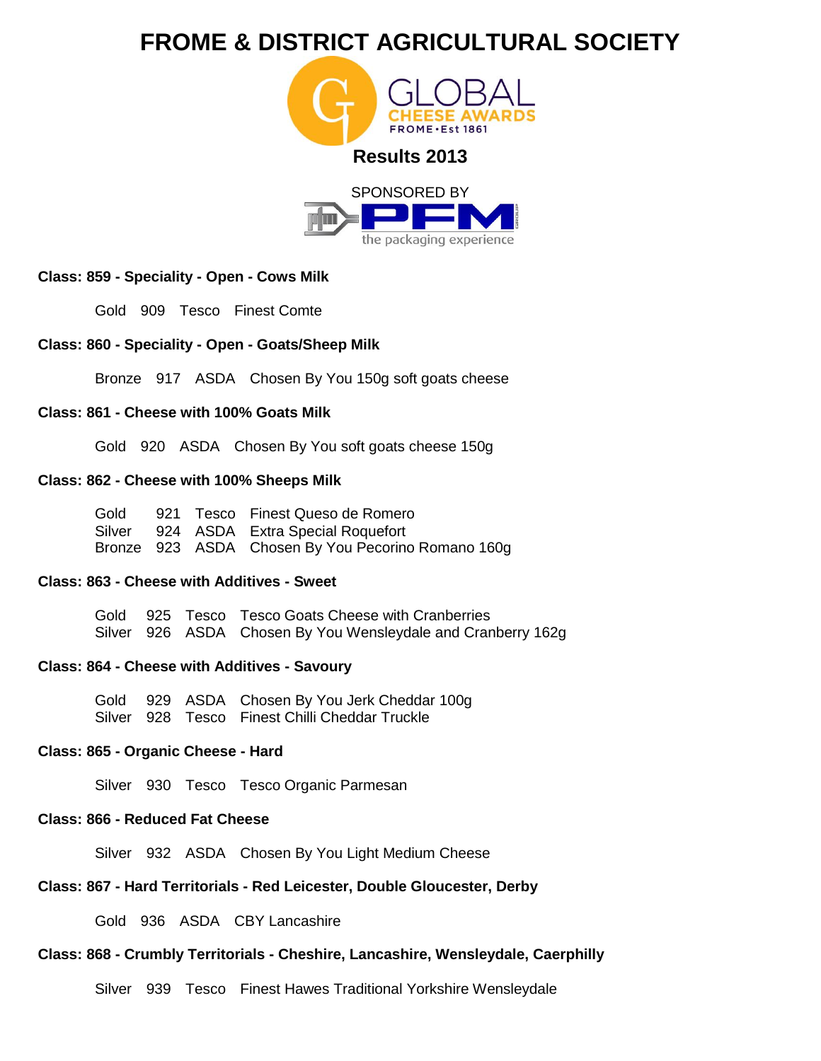# FROME & DISTRICT AGRICULTURAL SOCIETY

GLOBAL CHEESE AWARDS
FROME • Est 1861

## Results 2013

SPONSORED BY
PFM
the packaging experience

### Class: 859 - Speciality - Open - Cows Milk

Gold 909 Tesco Finest Comte

### Class: 860 - Speciality - Open - Goats/Sheep Milk

Bronze 917 ASDA Chosen By You 150g soft goats cheese

### Class: 861 - Cheese with 100% Goats Milk

Gold 920 ASDA Chosen By You soft goats cheese 150g

### Class: 862 - Cheese with 100% Sheeps Milk

Gold 921 Tesco Finest Queso de Romero
Silver 924 ASDA Extra Special Roquefort
Bronze 923 ASDA Chosen By You Pecorino Romano 160g

### Class: 863 - Cheese with Additives - Sweet

Gold 925 Tesco Tesco Goats Cheese with Cranberries
Silver 926 ASDA Chosen By You Wensleydale and Cranberry 162g

### Class: 864 - Cheese with Additives - Savoury

Gold 929 ASDA Chosen By You Jerk Cheddar 100g
Silver 928 Tesco Finest Chilli Cheddar Truckle

### Class: 865 - Organic Cheese - Hard

Silver 930 Tesco Tesco Organic Parmesan

### Class: 866 - Reduced Fat Cheese

Silver 932 ASDA Chosen By You Light Medium Cheese

### Class: 867 - Hard Territorials - Red Leicester, Double Gloucester, Derby

Gold 936 ASDA CBY Lancashire

### Class: 868 - Crumbly Territorials - Cheshire, Lancashire, Wensleydale, Caerphilly

Silver 939 Tesco Finest Hawes Traditional Yorkshire Wensleydale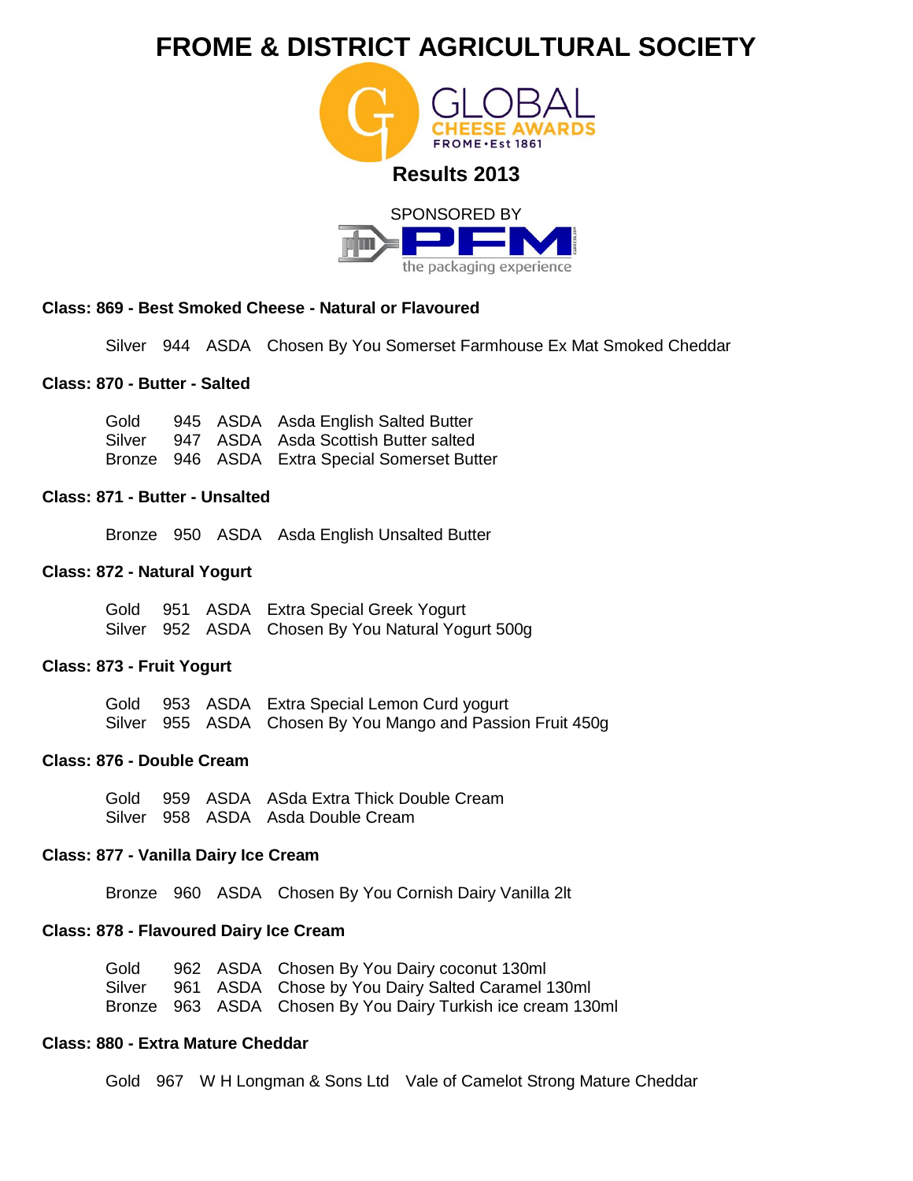# FROME & DISTRICT AGRICULTURAL SOCIETY

GLOBAL CHEESE AWARDS
FROME • Est 1861

## Results 2013

SPONSORED BY
PFM
the packaging experience

### Class: 869 - Best Smoked Cheese - Natural or Flavoured

| | | | |
|---|---|---|---|
| Silver | 944 | ASDA | Chosen By You Somerset Farmhouse Ex Mat Smoked Cheddar |

### Class: 870 - Butter - Salted

| | | | |
|---|---|---|---|
| Gold | 945 | ASDA | Asda English Salted Butter |
| Silver | 947 | ASDA | Asda Scottish Butter salted |
| Bronze | 946 | ASDA | Extra Special Somerset Butter |

### Class: 871 - Butter - Unsalted

| | | | |
|---|---|---|---|
| Bronze | 950 | ASDA | Asda English Unsalted Butter |

### Class: 872 - Natural Yogurt

| | | | |
|---|---|---|---|
| Gold | 951 | ASDA | Extra Special Greek Yogurt |
| Silver | 952 | ASDA | Chosen By You Natural Yogurt 500g |

### Class: 873 - Fruit Yogurt

| | | | |
|---|---|---|---|
| Gold | 953 | ASDA | Extra Special Lemon Curd yogurt |
| Silver | 955 | ASDA | Chosen By You Mango and Passion Fruit 450g |

### Class: 876 - Double Cream

| | | | |
|---|---|---|---|
| Gold | 959 | ASDA | ASda Extra Thick Double Cream |
| Silver | 958 | ASDA | Asda Double Cream |

### Class: 877 - Vanilla Dairy Ice Cream

| | | | |
|---|---|---|---|
| Bronze | 960 | ASDA | Chosen By You Cornish Dairy Vanilla 2lt |

### Class: 878 - Flavoured Dairy Ice Cream

| | | | |
|---|---|---|---|
| Gold | 962 | ASDA | Chosen By You Dairy coconut 130ml |
| Silver | 961 | ASDA | Chose by You Dairy Salted Caramel 130ml |
| Bronze | 963 | ASDA | Chosen By You Dairy Turkish ice cream 130ml |

### Class: 880 - Extra Mature Cheddar

| | | | |
|---|---|---|---|
| Gold | 967 | W H Longman & Sons Ltd | Vale of Camelot Strong Mature Cheddar |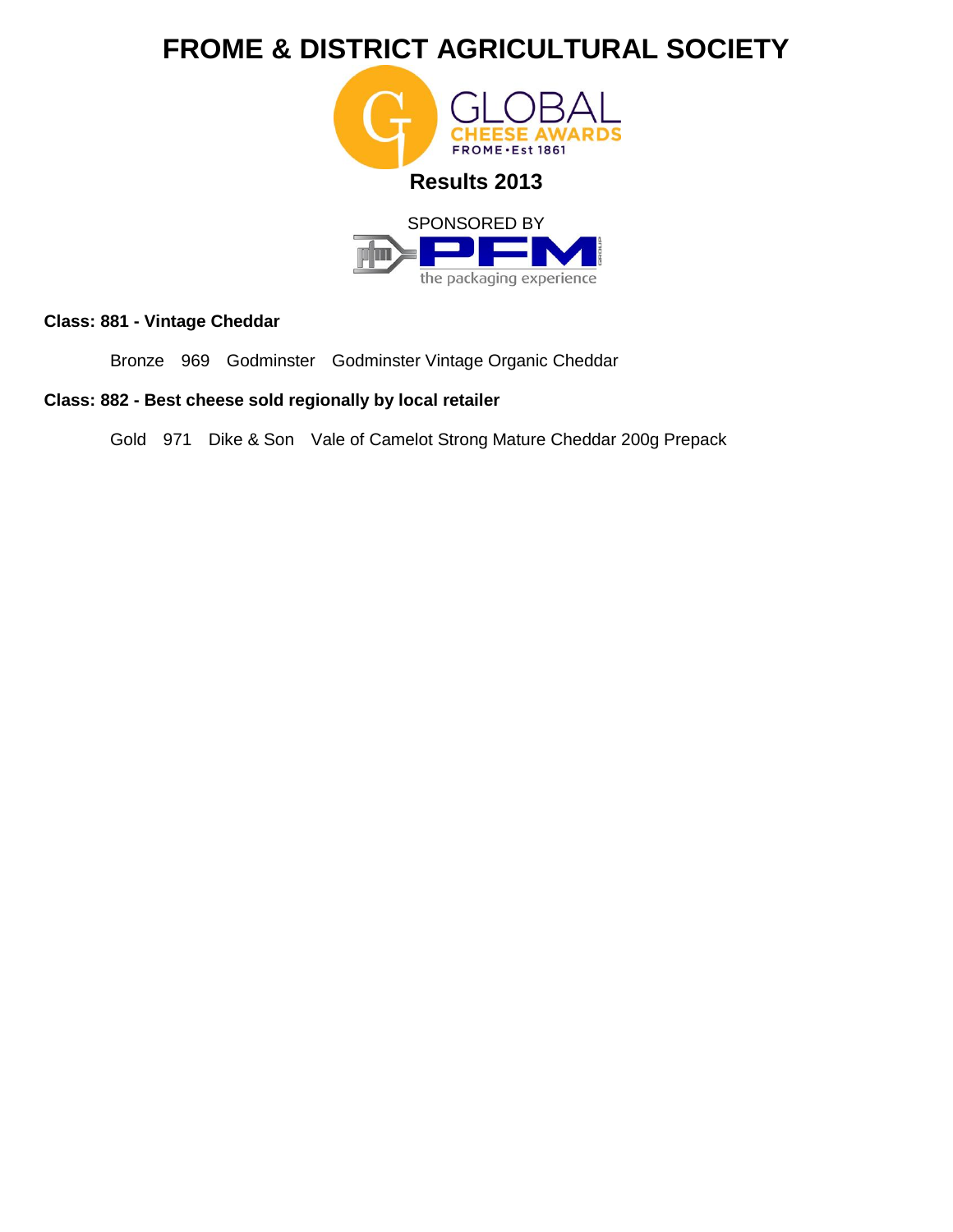# FROME & DISTRICT AGRICULTURAL SOCIETY

GLOBAL
CHEESE AWARDS
FROME • Est 1861

## Results 2013

SPONSORED BY

PFM
the packaging experience

### Class: 881 - Vintage Cheddar

Bronze 969 Godminster Godminster Vintage Organic Cheddar

### Class: 882 - Best cheese sold regionally by local retailer

Gold 971 Dike & Son Vale of Camelot Strong Mature Cheddar 200g Prepack